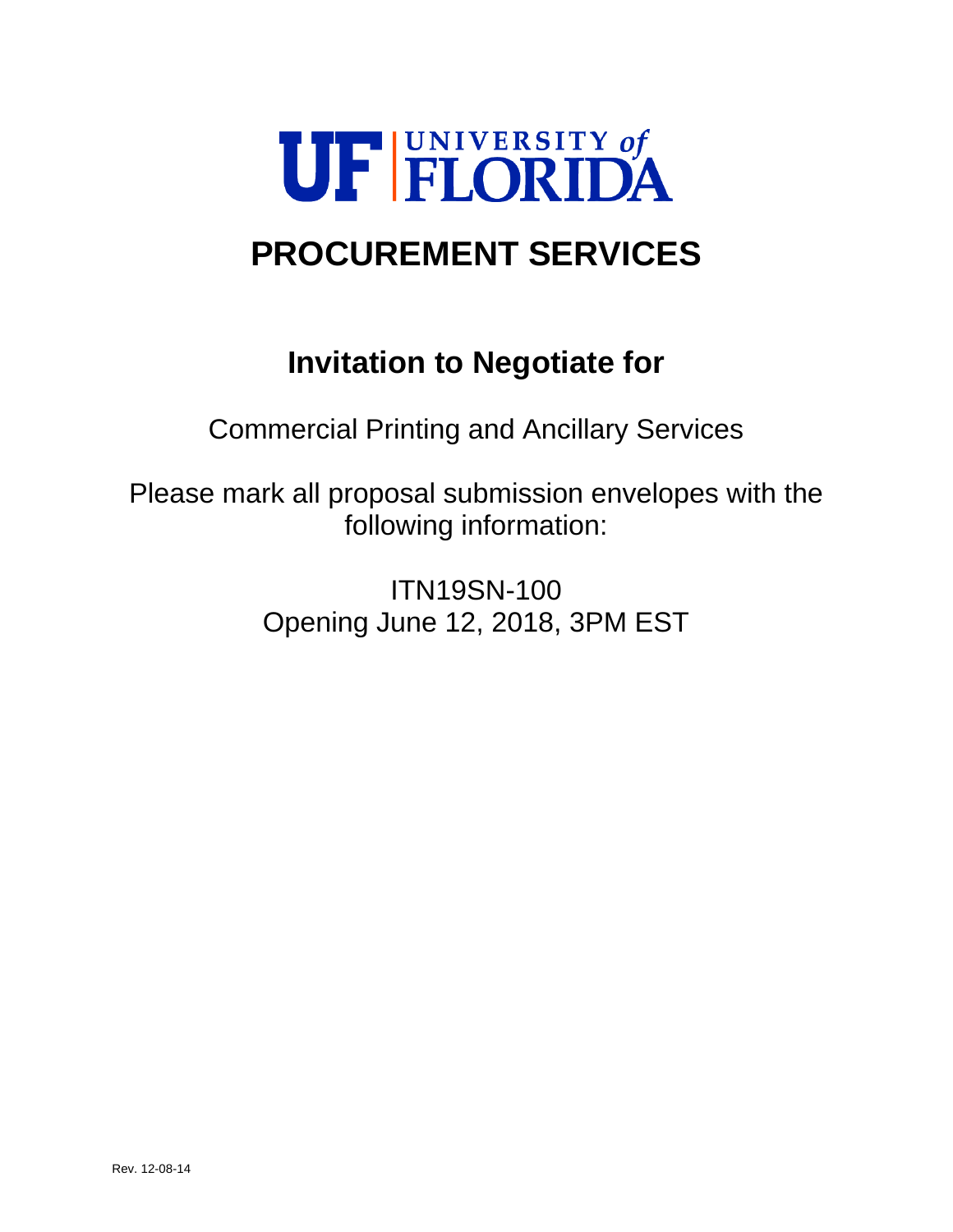UF | UNIVERSITY of FLORIDA

# PROCUREMENT SERVICES

## Invitation to Negotiate for

Commercial Printing and Ancillary Services

Please mark all proposal submission envelopes with the following information:

ITN19SN-100
Opening June 12, 2018, 3PM EST

Rev. 12-08-14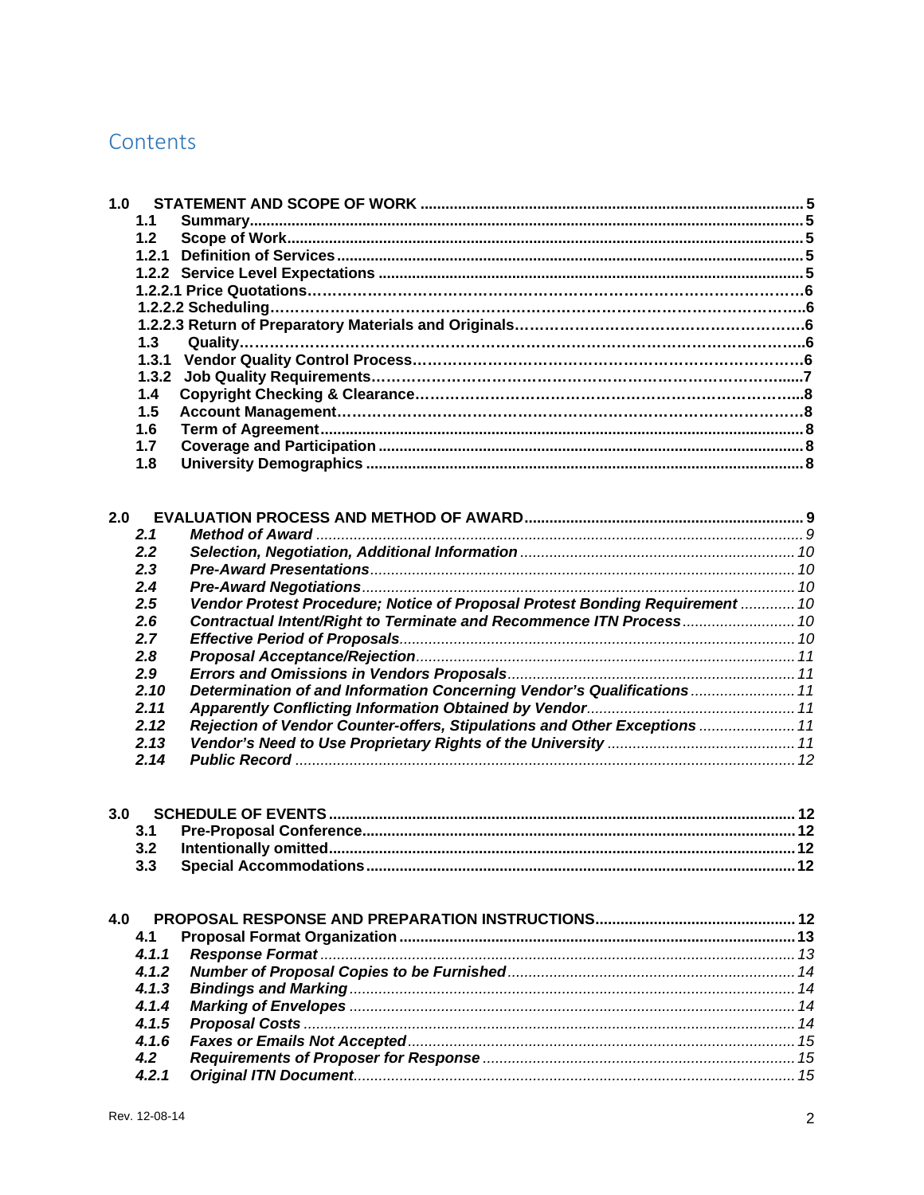# Contents

**1.0 STATEMENT AND SCOPE OF WORK** ..... 5
- **1.1 Summary** ..... 5
- **1.2 Scope of Work** ..... 5
- **1.2.1 Definition of Services** ..... 5
- **1.2.2 Service Level Expectations** ..... 5
- **1.2.2.1 Price Quotations** ..... 6
- **1.2.2.2 Scheduling** ..... 6
- **1.2.2.3 Return of Preparatory Materials and Originals** ..... 6
- **1.3 Quality** ..... 6
- **1.3.1 Vendor Quality Control Process** ..... 6
- **1.3.2 Job Quality Requirements** ..... 7
- **1.4 Copyright Checking & Clearance** ..... 8
- **1.5 Account Management** ..... 8
- **1.6 Term of Agreement** ..... 8
- **1.7 Coverage and Participation** ..... 8
- **1.8 University Demographics** ..... 8

**2.0 EVALUATION PROCESS AND METHOD OF AWARD** ..... 9
- ***2.1 Method of Award*** ..... *9*
- ***2.2 Selection, Negotiation, Additional Information*** ..... *10*
- ***2.3 Pre-Award Presentations*** ..... *10*
- ***2.4 Pre-Award Negotiations*** ..... *10*
- ***2.5 Vendor Protest Procedure; Notice of Proposal Protest Bonding Requirement*** ..... *10*
- ***2.6 Contractual Intent/Right to Terminate and Recommence ITN Process*** ..... *10*
- ***2.7 Effective Period of Proposals*** ..... *10*
- ***2.8 Proposal Acceptance/Rejection*** ..... *11*
- ***2.9 Errors and Omissions in Vendors Proposals*** ..... *11*
- ***2.10 Determination of and Information Concerning Vendor's Qualifications*** ..... *11*
- ***2.11 Apparently Conflicting Information Obtained by Vendor*** ..... *11*
- ***2.12 Rejection of Vendor Counter-offers, Stipulations and Other Exceptions*** ..... *11*
- ***2.13 Vendor's Need to Use Proprietary Rights of the University*** ..... *11*
- ***2.14 Public Record*** ..... *12*

**3.0 SCHEDULE OF EVENTS** ..... 12
- **3.1 Pre-Proposal Conference** ..... 12
- **3.2 Intentionally omitted** ..... 12
- **3.3 Special Accommodations** ..... 12

**4.0 PROPOSAL RESPONSE AND PREPARATION INSTRUCTIONS** ..... 12
- **4.1 Proposal Format Organization** ..... 13
- ***4.1.1 Response Format*** ..... *13*
- ***4.1.2 Number of Proposal Copies to be Furnished*** ..... *14*
- ***4.1.3 Bindings and Marking*** ..... *14*
- ***4.1.4 Marking of Envelopes*** ..... *14*
- ***4.1.5 Proposal Costs*** ..... *14*
- ***4.1.6 Faxes or Emails Not Accepted*** ..... *15*
- ***4.2 Requirements of Proposer for Response*** ..... *15*
- ***4.2.1 Original ITN Document*** ..... *15*

Rev. 12-08-14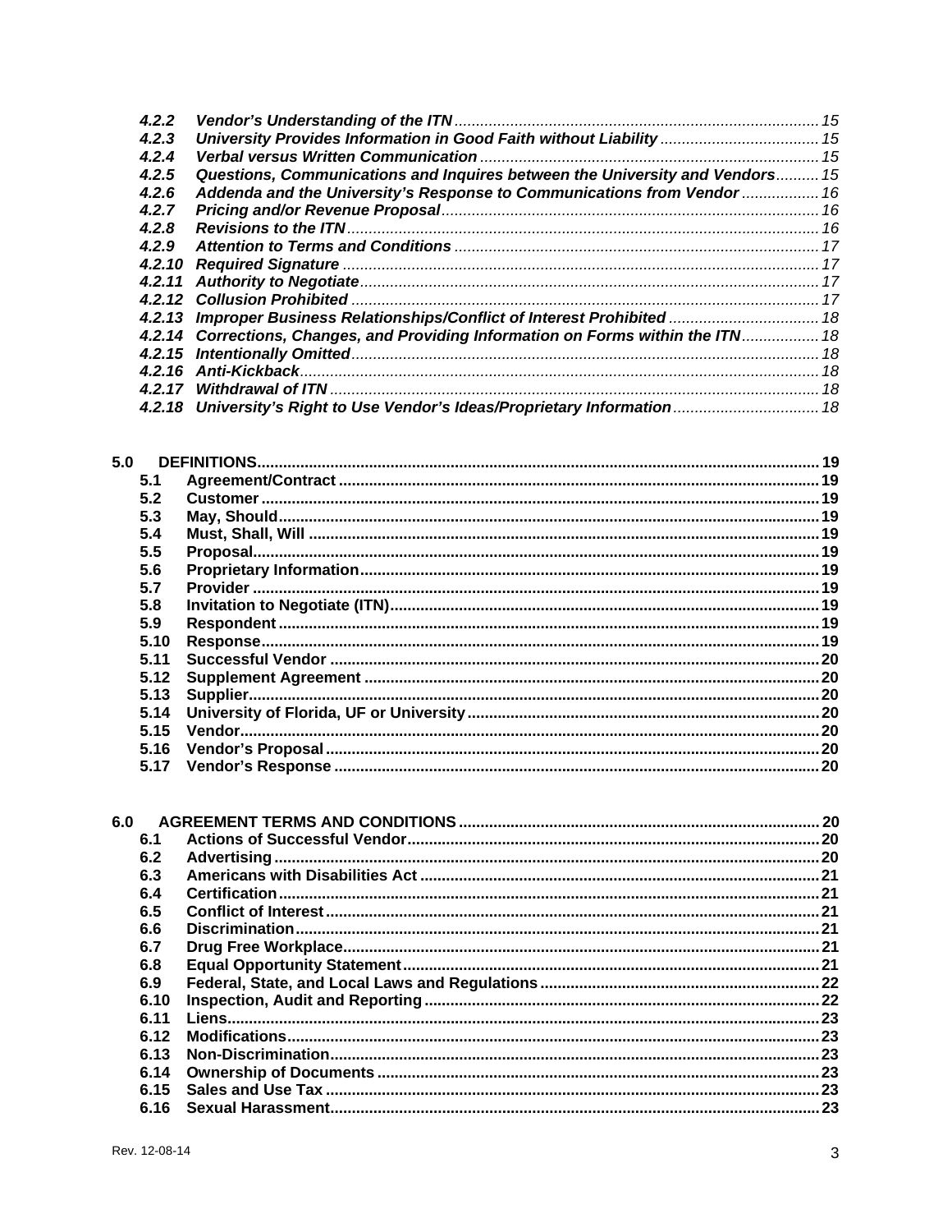| | | |
|---|---|---|
| *4.2.2* | ***Vendor's Understanding of the ITN*** | *15* |
| *4.2.3* | ***University Provides Information in Good Faith without Liability*** | *15* |
| *4.2.4* | ***Verbal versus Written Communication*** | *15* |
| *4.2.5* | ***Questions, Communications and Inquires between the University and Vendors*** | *15* |
| *4.2.6* | ***Addenda and the University's Response to Communications from Vendor*** | *16* |
| *4.2.7* | ***Pricing and/or Revenue Proposal*** | *16* |
| *4.2.8* | ***Revisions to the ITN*** | *16* |
| *4.2.9* | ***Attention to Terms and Conditions*** | *17* |
| *4.2.10* | ***Required Signature*** | *17* |
| *4.2.11* | ***Authority to Negotiate*** | *17* |
| *4.2.12* | ***Collusion Prohibited*** | *17* |
| *4.2.13* | ***Improper Business Relationships/Conflict of Interest Prohibited*** | *18* |
| *4.2.14* | ***Corrections, Changes, and Providing Information on Forms within the ITN*** | *18* |
| *4.2.15* | ***Intentionally Omitted*** | *18* |
| *4.2.16* | ***Anti-Kickback*** | *18* |
| *4.2.17* | ***Withdrawal of ITN*** | *18* |
| *4.2.18* | ***University's Right to Use Vendor's Ideas/Proprietary Information*** | *18* |

| | | |
|---|---|---|
| **5.0** | **DEFINITIONS** | **19** |
| **5.1** | **Agreement/Contract** | **19** |
| **5.2** | **Customer** | **19** |
| **5.3** | **May, Should** | **19** |
| **5.4** | **Must, Shall, Will** | **19** |
| **5.5** | **Proposal** | **19** |
| **5.6** | **Proprietary Information** | **19** |
| **5.7** | **Provider** | **19** |
| **5.8** | **Invitation to Negotiate (ITN)** | **19** |
| **5.9** | **Respondent** | **19** |
| **5.10** | **Response** | **19** |
| **5.11** | **Successful Vendor** | **20** |
| **5.12** | **Supplement Agreement** | **20** |
| **5.13** | **Supplier** | **20** |
| **5.14** | **University of Florida, UF or University** | **20** |
| **5.15** | **Vendor** | **20** |
| **5.16** | **Vendor's Proposal** | **20** |
| **5.17** | **Vendor's Response** | **20** |

| | | |
|---|---|---|
| **6.0** | **AGREEMENT TERMS AND CONDITIONS** | **20** |
| **6.1** | **Actions of Successful Vendor** | **20** |
| **6.2** | **Advertising** | **20** |
| **6.3** | **Americans with Disabilities Act** | **21** |
| **6.4** | **Certification** | **21** |
| **6.5** | **Conflict of Interest** | **21** |
| **6.6** | **Discrimination** | **21** |
| **6.7** | **Drug Free Workplace** | **21** |
| **6.8** | **Equal Opportunity Statement** | **21** |
| **6.9** | **Federal, State, and Local Laws and Regulations** | **22** |
| **6.10** | **Inspection, Audit and Reporting** | **22** |
| **6.11** | **Liens** | **23** |
| **6.12** | **Modifications** | **23** |
| **6.13** | **Non-Discrimination** | **23** |
| **6.14** | **Ownership of Documents** | **23** |
| **6.15** | **Sales and Use Tax** | **23** |
| **6.16** | **Sexual Harassment** | **23** |

Rev. 12-08-14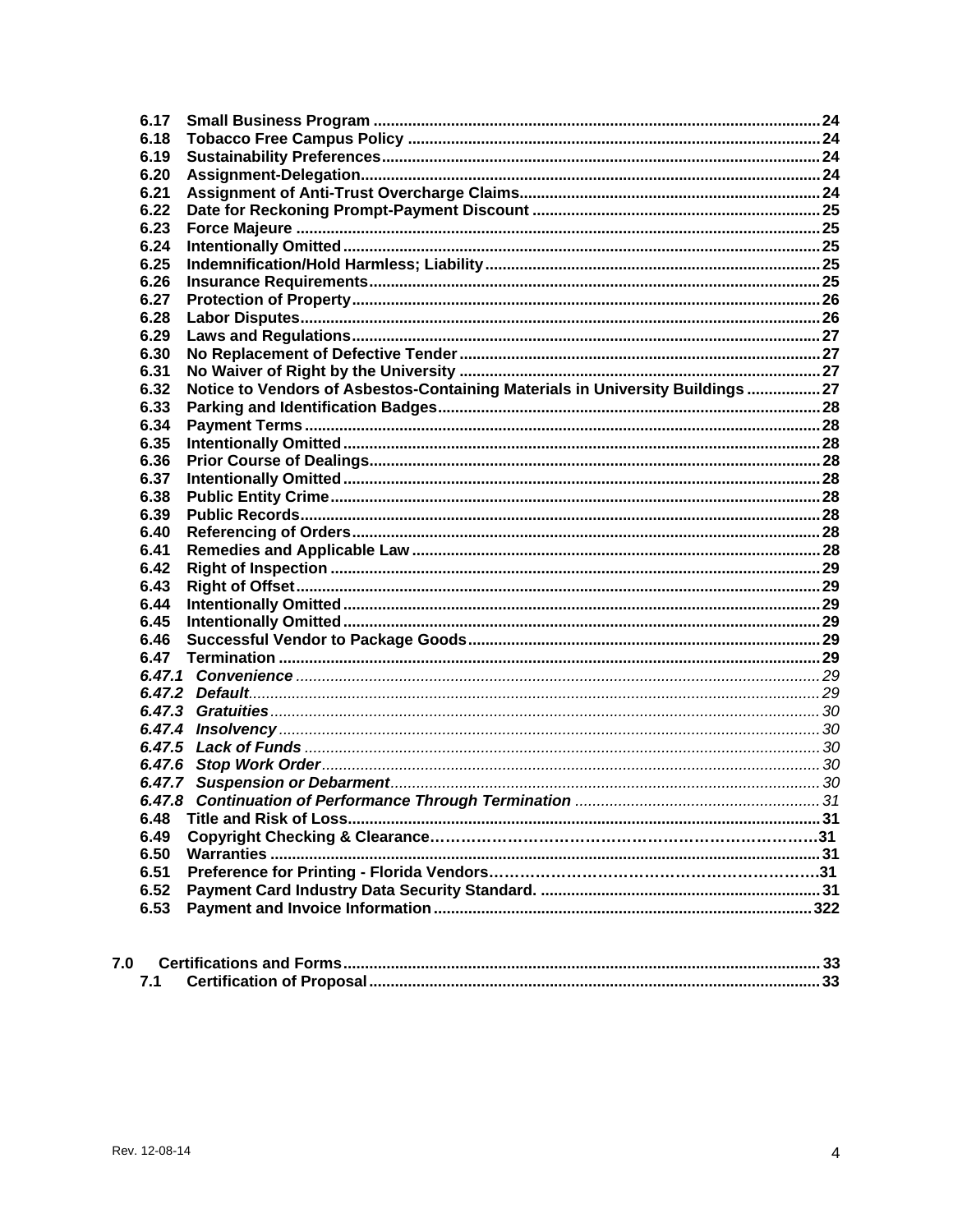| | | |
|---|---|---|
| **6.17** | **Small Business Program** | **24** |
| **6.18** | **Tobacco Free Campus Policy** | **24** |
| **6.19** | **Sustainability Preferences** | **24** |
| **6.20** | **Assignment-Delegation** | **24** |
| **6.21** | **Assignment of Anti-Trust Overcharge Claims** | **24** |
| **6.22** | **Date for Reckoning Prompt-Payment Discount** | **25** |
| **6.23** | **Force Majeure** | **25** |
| **6.24** | **Intentionally Omitted** | **25** |
| **6.25** | **Indemnification/Hold Harmless; Liability** | **25** |
| **6.26** | **Insurance Requirements** | **25** |
| **6.27** | **Protection of Property** | **26** |
| **6.28** | **Labor Disputes** | **26** |
| **6.29** | **Laws and Regulations** | **27** |
| **6.30** | **No Replacement of Defective Tender** | **27** |
| **6.31** | **No Waiver of Right by the University** | **27** |
| **6.32** | **Notice to Vendors of Asbestos-Containing Materials in University Buildings** | **27** |
| **6.33** | **Parking and Identification Badges** | **28** |
| **6.34** | **Payment Terms** | **28** |
| **6.35** | **Intentionally Omitted** | **28** |
| **6.36** | **Prior Course of Dealings** | **28** |
| **6.37** | **Intentionally Omitted** | **28** |
| **6.38** | **Public Entity Crime** | **28** |
| **6.39** | **Public Records** | **28** |
| **6.40** | **Referencing of Orders** | **28** |
| **6.41** | **Remedies and Applicable Law** | **28** |
| **6.42** | **Right of Inspection** | **29** |
| **6.43** | **Right of Offset** | **29** |
| **6.44** | **Intentionally Omitted** | **29** |
| **6.45** | **Intentionally Omitted** | **29** |
| **6.46** | **Successful Vendor to Package Goods** | **29** |
| **6.47** | **Termination** | **29** |
| ***6.47.1*** | ***Convenience*** | *29* |
| ***6.47.2*** | ***Default*** | *29* |
| ***6.47.3*** | ***Gratuities*** | *30* |
| ***6.47.4*** | ***Insolvency*** | *30* |
| ***6.47.5*** | ***Lack of Funds*** | *30* |
| ***6.47.6*** | ***Stop Work Order*** | *30* |
| ***6.47.7*** | ***Suspension or Debarment*** | *30* |
| ***6.47.8*** | ***Continuation of Performance Through Termination*** | *31* |
| **6.48** | **Title and Risk of Loss** | **31** |
| **6.49** | **Copyright Checking & Clearance** | **31** |
| **6.50** | **Warranties** | **31** |
| **6.51** | **Preference for Printing - Florida Vendors** | **31** |
| **6.52** | **Payment Card Industry Data Security Standard.** | **31** |
| **6.53** | **Payment and Invoice Information** | **322** |

| | | |
|---|---|---|
| **7.0** | **Certifications and Forms** | **33** |
| **7.1** | **Certification of Proposal** | **33** |

Rev. 12-08-14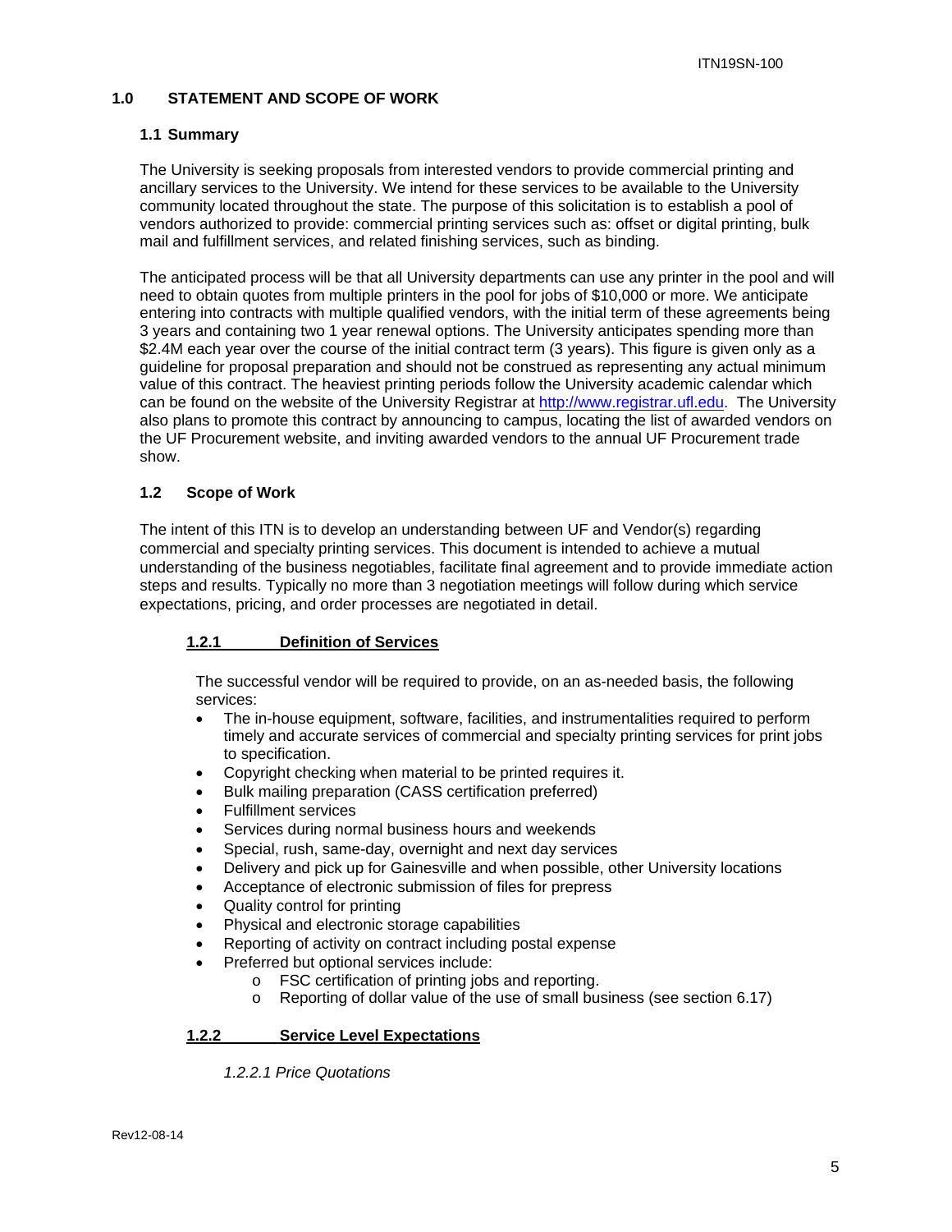## 1.0 STATEMENT AND SCOPE OF WORK

### 1.1 Summary

The University is seeking proposals from interested vendors to provide commercial printing and ancillary services to the University. We intend for these services to be available to the University community located throughout the state. The purpose of this solicitation is to establish a pool of vendors authorized to provide: commercial printing services such as: offset or digital printing, bulk mail and fulfillment services, and related finishing services, such as binding.

The anticipated process will be that all University departments can use any printer in the pool and will need to obtain quotes from multiple printers in the pool for jobs of $10,000 or more. We anticipate entering into contracts with multiple qualified vendors, with the initial term of these agreements being 3 years and containing two 1 year renewal options. The University anticipates spending more than $2.4M each year over the course of the initial contract term (3 years). This figure is given only as a guideline for proposal preparation and should not be construed as representing any actual minimum value of this contract. The heaviest printing periods follow the University academic calendar which can be found on the website of the University Registrar at http://www.registrar.ufl.edu. The University also plans to promote this contract by announcing to campus, locating the list of awarded vendors on the UF Procurement website, and inviting awarded vendors to the annual UF Procurement trade show.

### 1.2 Scope of Work

The intent of this ITN is to develop an understanding between UF and Vendor(s) regarding commercial and specialty printing services. This document is intended to achieve a mutual understanding of the business negotiables, facilitate final agreement and to provide immediate action steps and results. Typically no more than 3 negotiation meetings will follow during which service expectations, pricing, and order processes are negotiated in detail.

#### 1.2.1 Definition of Services

The successful vendor will be required to provide, on an as-needed basis, the following services:

- The in-house equipment, software, facilities, and instrumentalities required to perform timely and accurate services of commercial and specialty printing services for print jobs to specification.
- Copyright checking when material to be printed requires it.
- Bulk mailing preparation (CASS certification preferred)
- Fulfillment services
- Services during normal business hours and weekends
- Special, rush, same-day, overnight and next day services
- Delivery and pick up for Gainesville and when possible, other University locations
- Acceptance of electronic submission of files for prepress
- Quality control for printing
- Physical and electronic storage capabilities
- Reporting of activity on contract including postal expense
- Preferred but optional services include:
  - FSC certification of printing jobs and reporting.
  - Reporting of dollar value of the use of small business (see section 6.17)

#### 1.2.2 Service Level Expectations

*1.2.2.1 Price Quotations*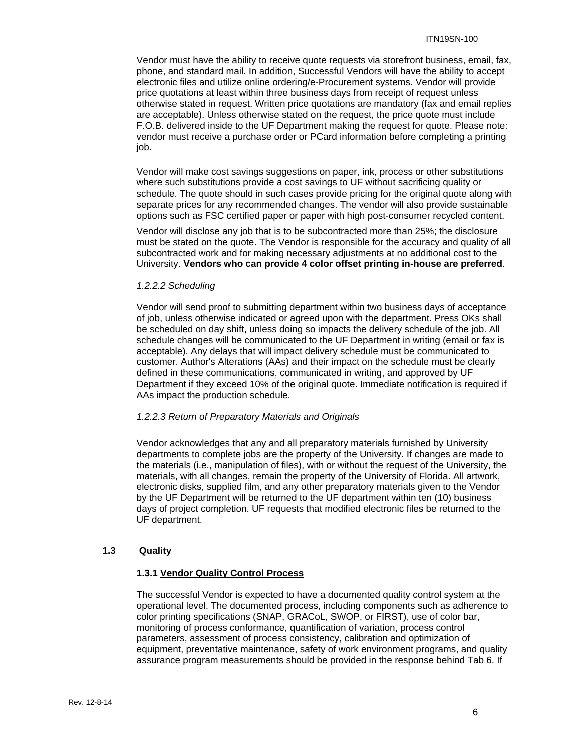Vendor must have the ability to receive quote requests via storefront business, email, fax, phone, and standard mail. In addition, Successful Vendors will have the ability to accept electronic files and utilize online ordering/e-Procurement systems. Vendor will provide price quotations at least within three business days from receipt of request unless otherwise stated in request. Written price quotations are mandatory (fax and email replies are acceptable). Unless otherwise stated on the request, the price quote must include F.O.B. delivered inside to the UF Department making the request for quote. Please note: vendor must receive a purchase order or PCard information before completing a printing job.

Vendor will make cost savings suggestions on paper, ink, process or other substitutions where such substitutions provide a cost savings to UF without sacrificing quality or schedule. The quote should in such cases provide pricing for the original quote along with separate prices for any recommended changes. The vendor will also provide sustainable options such as FSC certified paper or paper with high post-consumer recycled content.

Vendor will disclose any job that is to be subcontracted more than 25%; the disclosure must be stated on the quote. The Vendor is responsible for the accuracy and quality of all subcontracted work and for making necessary adjustments at no additional cost to the University. **Vendors who can provide 4 color offset printing in-house are preferred**.

*1.2.2.2 Scheduling*

Vendor will send proof to submitting department within two business days of acceptance of job, unless otherwise indicated or agreed upon with the department. Press OKs shall be scheduled on day shift, unless doing so impacts the delivery schedule of the job. All schedule changes will be communicated to the UF Department in writing (email or fax is acceptable). Any delays that will impact delivery schedule must be communicated to customer. Author's Alterations (AAs) and their impact on the schedule must be clearly defined in these communications, communicated in writing, and approved by UF Department if they exceed 10% of the original quote. Immediate notification is required if AAs impact the production schedule.

*1.2.2.3 Return of Preparatory Materials and Originals*

Vendor acknowledges that any and all preparatory materials furnished by University departments to complete jobs are the property of the University. If changes are made to the materials (i.e., manipulation of files), with or without the request of the University, the materials, with all changes, remain the property of the University of Florida. All artwork, electronic disks, supplied film, and any other preparatory materials given to the Vendor by the UF Department will be returned to the UF department within ten (10) business days of project completion. UF requests that modified electronic files be returned to the UF department.

## 1.3 Quality

### 1.3.1 Vendor Quality Control Process

The successful Vendor is expected to have a documented quality control system at the operational level. The documented process, including components such as adherence to color printing specifications (SNAP, GRACoL, SWOP, or FIRST), use of color bar, monitoring of process conformance, quantification of variation, process control parameters, assessment of process consistency, calibration and optimization of equipment, preventative maintenance, safety of work environment programs, and quality assurance program measurements should be provided in the response behind Tab 6. If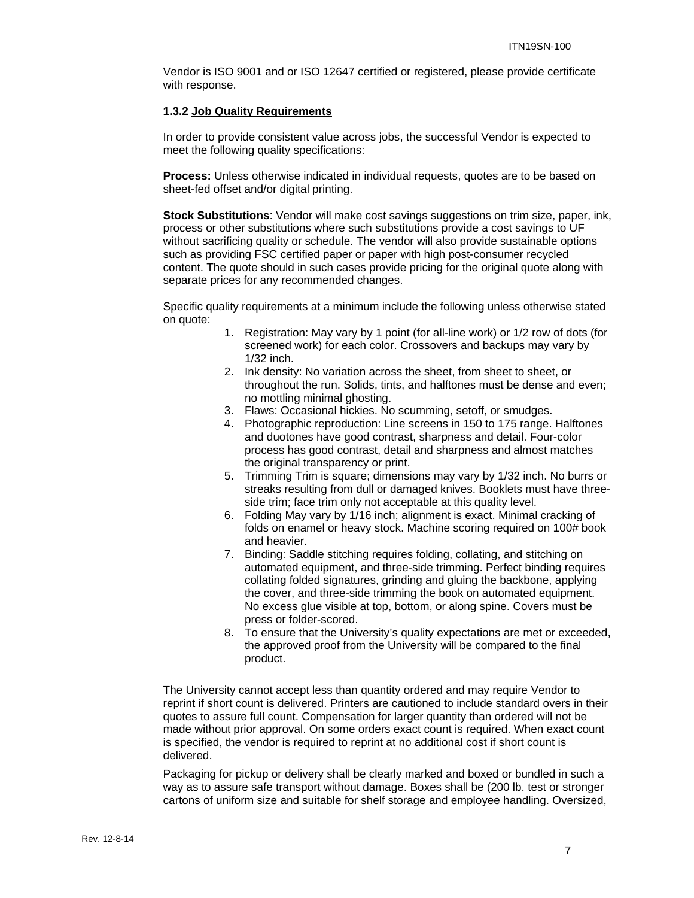Vendor is ISO 9001 and or ISO 12647 certified or registered, please provide certificate with response.

**1.3.2 Job Quality Requirements**

In order to provide consistent value across jobs, the successful Vendor is expected to meet the following quality specifications:

**Process:** Unless otherwise indicated in individual requests, quotes are to be based on sheet-fed offset and/or digital printing.

**Stock Substitutions**: Vendor will make cost savings suggestions on trim size, paper, ink, process or other substitutions where such substitutions provide a cost savings to UF without sacrificing quality or schedule. The vendor will also provide sustainable options such as providing FSC certified paper or paper with high post-consumer recycled content. The quote should in such cases provide pricing for the original quote along with separate prices for any recommended changes.

Specific quality requirements at a minimum include the following unless otherwise stated on quote:

1. Registration: May vary by 1 point (for all-line work) or 1/2 row of dots (for screened work) for each color. Crossovers and backups may vary by 1/32 inch.
2. Ink density: No variation across the sheet, from sheet to sheet, or throughout the run. Solids, tints, and halftones must be dense and even; no mottling minimal ghosting.
3. Flaws: Occasional hickies. No scumming, setoff, or smudges.
4. Photographic reproduction: Line screens in 150 to 175 range. Halftones and duotones have good contrast, sharpness and detail. Four-color process has good contrast, detail and sharpness and almost matches the original transparency or print.
5. Trimming Trim is square; dimensions may vary by 1/32 inch. No burrs or streaks resulting from dull or damaged knives. Booklets must have three-side trim; face trim only not acceptable at this quality level.
6. Folding May vary by 1/16 inch; alignment is exact. Minimal cracking of folds on enamel or heavy stock. Machine scoring required on 100# book and heavier.
7. Binding: Saddle stitching requires folding, collating, and stitching on automated equipment, and three-side trimming. Perfect binding requires collating folded signatures, grinding and gluing the backbone, applying the cover, and three-side trimming the book on automated equipment. No excess glue visible at top, bottom, or along spine. Covers must be press or folder-scored.
8. To ensure that the University's quality expectations are met or exceeded, the approved proof from the University will be compared to the final product.

The University cannot accept less than quantity ordered and may require Vendor to reprint if short count is delivered. Printers are cautioned to include standard overs in their quotes to assure full count. Compensation for larger quantity than ordered will not be made without prior approval. On some orders exact count is required. When exact count is specified, the vendor is required to reprint at no additional cost if short count is delivered.

Packaging for pickup or delivery shall be clearly marked and boxed or bundled in such a way as to assure safe transport without damage. Boxes shall be (200 lb. test or stronger cartons of uniform size and suitable for shelf storage and employee handling. Oversized,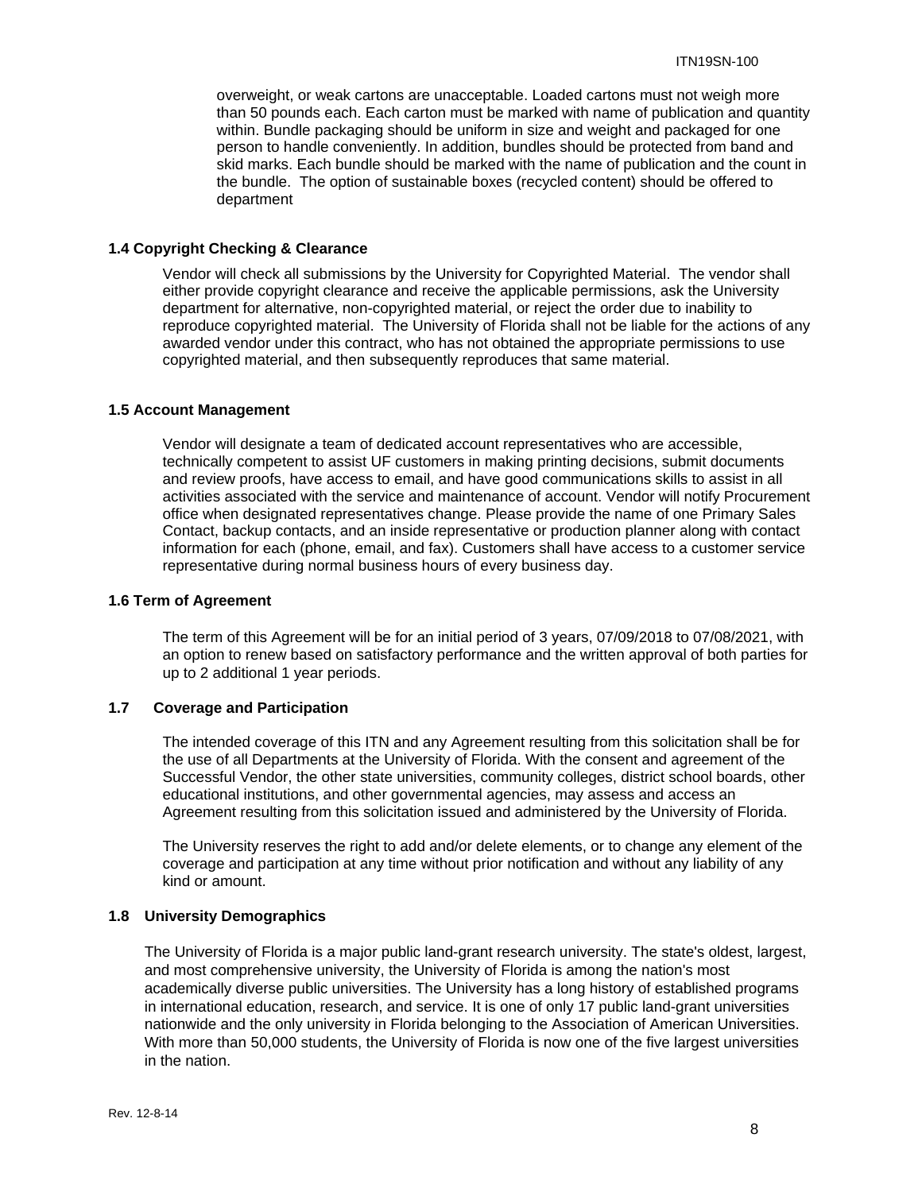overweight, or weak cartons are unacceptable. Loaded cartons must not weigh more than 50 pounds each. Each carton must be marked with name of publication and quantity within. Bundle packaging should be uniform in size and weight and packaged for one person to handle conveniently. In addition, bundles should be protected from band and skid marks. Each bundle should be marked with the name of publication and the count in the bundle. The option of sustainable boxes (recycled content) should be offered to department

### 1.4 Copyright Checking & Clearance

Vendor will check all submissions by the University for Copyrighted Material. The vendor shall either provide copyright clearance and receive the applicable permissions, ask the University department for alternative, non-copyrighted material, or reject the order due to inability to reproduce copyrighted material. The University of Florida shall not be liable for the actions of any awarded vendor under this contract, who has not obtained the appropriate permissions to use copyrighted material, and then subsequently reproduces that same material.

### 1.5 Account Management

Vendor will designate a team of dedicated account representatives who are accessible, technically competent to assist UF customers in making printing decisions, submit documents and review proofs, have access to email, and have good communications skills to assist in all activities associated with the service and maintenance of account. Vendor will notify Procurement office when designated representatives change. Please provide the name of one Primary Sales Contact, backup contacts, and an inside representative or production planner along with contact information for each (phone, email, and fax). Customers shall have access to a customer service representative during normal business hours of every business day.

### 1.6 Term of Agreement

The term of this Agreement will be for an initial period of 3 years, 07/09/2018 to 07/08/2021, with an option to renew based on satisfactory performance and the written approval of both parties for up to 2 additional 1 year periods.

### 1.7 Coverage and Participation

The intended coverage of this ITN and any Agreement resulting from this solicitation shall be for the use of all Departments at the University of Florida. With the consent and agreement of the Successful Vendor, the other state universities, community colleges, district school boards, other educational institutions, and other governmental agencies, may assess and access an Agreement resulting from this solicitation issued and administered by the University of Florida.

The University reserves the right to add and/or delete elements, or to change any element of the coverage and participation at any time without prior notification and without any liability of any kind or amount.

### 1.8 University Demographics

The University of Florida is a major public land-grant research university. The state's oldest, largest, and most comprehensive university, the University of Florida is among the nation's most academically diverse public universities. The University has a long history of established programs in international education, research, and service. It is one of only 17 public land-grant universities nationwide and the only university in Florida belonging to the Association of American Universities. With more than 50,000 students, the University of Florida is now one of the five largest universities in the nation.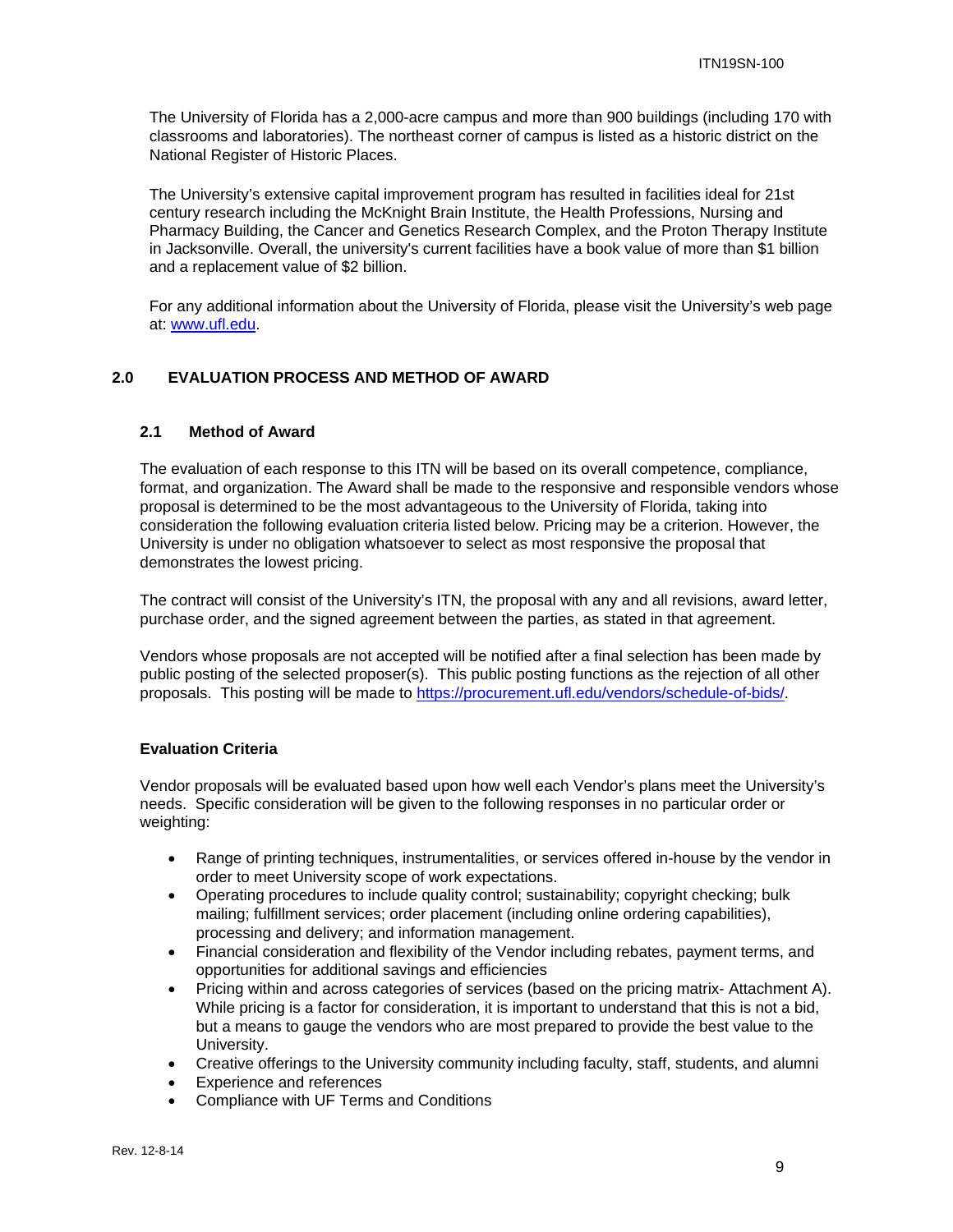The University of Florida has a 2,000-acre campus and more than 900 buildings (including 170 with classrooms and laboratories). The northeast corner of campus is listed as a historic district on the National Register of Historic Places.

The University's extensive capital improvement program has resulted in facilities ideal for 21st century research including the McKnight Brain Institute, the Health Professions, Nursing and Pharmacy Building, the Cancer and Genetics Research Complex, and the Proton Therapy Institute in Jacksonville. Overall, the university's current facilities have a book value of more than $1 billion and a replacement value of $2 billion.

For any additional information about the University of Florida, please visit the University's web page at: [www.ufl.edu](http://www.ufl.edu).

## 2.0 EVALUATION PROCESS AND METHOD OF AWARD

### 2.1 Method of Award

The evaluation of each response to this ITN will be based on its overall competence, compliance, format, and organization. The Award shall be made to the responsive and responsible vendors whose proposal is determined to be the most advantageous to the University of Florida, taking into consideration the following evaluation criteria listed below. Pricing may be a criterion. However, the University is under no obligation whatsoever to select as most responsive the proposal that demonstrates the lowest pricing.

The contract will consist of the University's ITN, the proposal with any and all revisions, award letter, purchase order, and the signed agreement between the parties, as stated in that agreement.

Vendors whose proposals are not accepted will be notified after a final selection has been made by public posting of the selected proposer(s). This public posting functions as the rejection of all other proposals. This posting will be made to [https://procurement.ufl.edu/vendors/schedule-of-bids/](https://procurement.ufl.edu/vendors/schedule-of-bids/).

**Evaluation Criteria**

Vendor proposals will be evaluated based upon how well each Vendor's plans meet the University's needs. Specific consideration will be given to the following responses in no particular order or weighting:

- Range of printing techniques, instrumentalities, or services offered in-house by the vendor in order to meet University scope of work expectations.
- Operating procedures to include quality control; sustainability; copyright checking; bulk mailing; fulfillment services; order placement (including online ordering capabilities), processing and delivery; and information management.
- Financial consideration and flexibility of the Vendor including rebates, payment terms, and opportunities for additional savings and efficiencies
- Pricing within and across categories of services (based on the pricing matrix- Attachment A). While pricing is a factor for consideration, it is important to understand that this is not a bid, but a means to gauge the vendors who are most prepared to provide the best value to the University.
- Creative offerings to the University community including faculty, staff, students, and alumni
- Experience and references
- Compliance with UF Terms and Conditions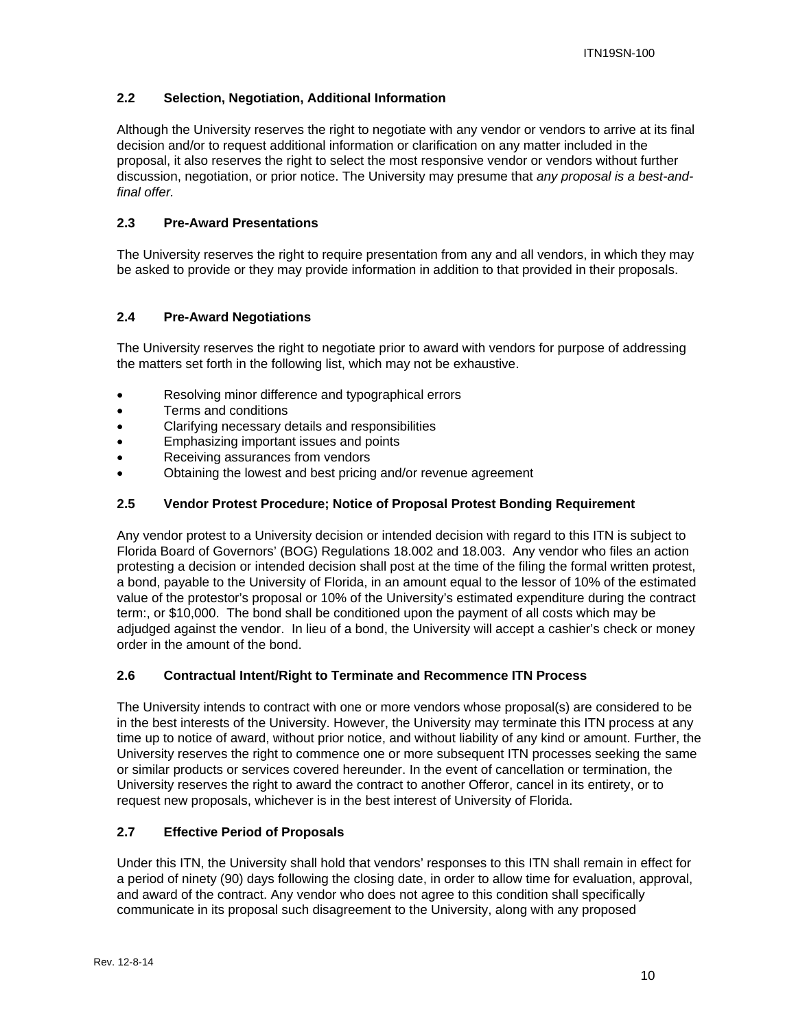### 2.2 Selection, Negotiation, Additional Information

Although the University reserves the right to negotiate with any vendor or vendors to arrive at its final decision and/or to request additional information or clarification on any matter included in the proposal, it also reserves the right to select the most responsive vendor or vendors without further discussion, negotiation, or prior notice. The University may presume that *any proposal is a best-and-final offer.*

### 2.3 Pre-Award Presentations

The University reserves the right to require presentation from any and all vendors, in which they may be asked to provide or they may provide information in addition to that provided in their proposals.

### 2.4 Pre-Award Negotiations

The University reserves the right to negotiate prior to award with vendors for purpose of addressing the matters set forth in the following list, which may not be exhaustive.

- Resolving minor difference and typographical errors
- Terms and conditions
- Clarifying necessary details and responsibilities
- Emphasizing important issues and points
- Receiving assurances from vendors
- Obtaining the lowest and best pricing and/or revenue agreement

### 2.5 Vendor Protest Procedure; Notice of Proposal Protest Bonding Requirement

Any vendor protest to a University decision or intended decision with regard to this ITN is subject to Florida Board of Governors' (BOG) Regulations 18.002 and 18.003. Any vendor who files an action protesting a decision or intended decision shall post at the time of the filing the formal written protest, a bond, payable to the University of Florida, in an amount equal to the lessor of 10% of the estimated value of the protestor's proposal or 10% of the University's estimated expenditure during the contract term:, or $10,000. The bond shall be conditioned upon the payment of all costs which may be adjudged against the vendor. In lieu of a bond, the University will accept a cashier's check or money order in the amount of the bond.

### 2.6 Contractual Intent/Right to Terminate and Recommence ITN Process

The University intends to contract with one or more vendors whose proposal(s) are considered to be in the best interests of the University. However, the University may terminate this ITN process at any time up to notice of award, without prior notice, and without liability of any kind or amount. Further, the University reserves the right to commence one or more subsequent ITN processes seeking the same or similar products or services covered hereunder. In the event of cancellation or termination, the University reserves the right to award the contract to another Offeror, cancel in its entirety, or to request new proposals, whichever is in the best interest of University of Florida.

### 2.7 Effective Period of Proposals

Under this ITN, the University shall hold that vendors' responses to this ITN shall remain in effect for a period of ninety (90) days following the closing date, in order to allow time for evaluation, approval, and award of the contract. Any vendor who does not agree to this condition shall specifically communicate in its proposal such disagreement to the University, along with any proposed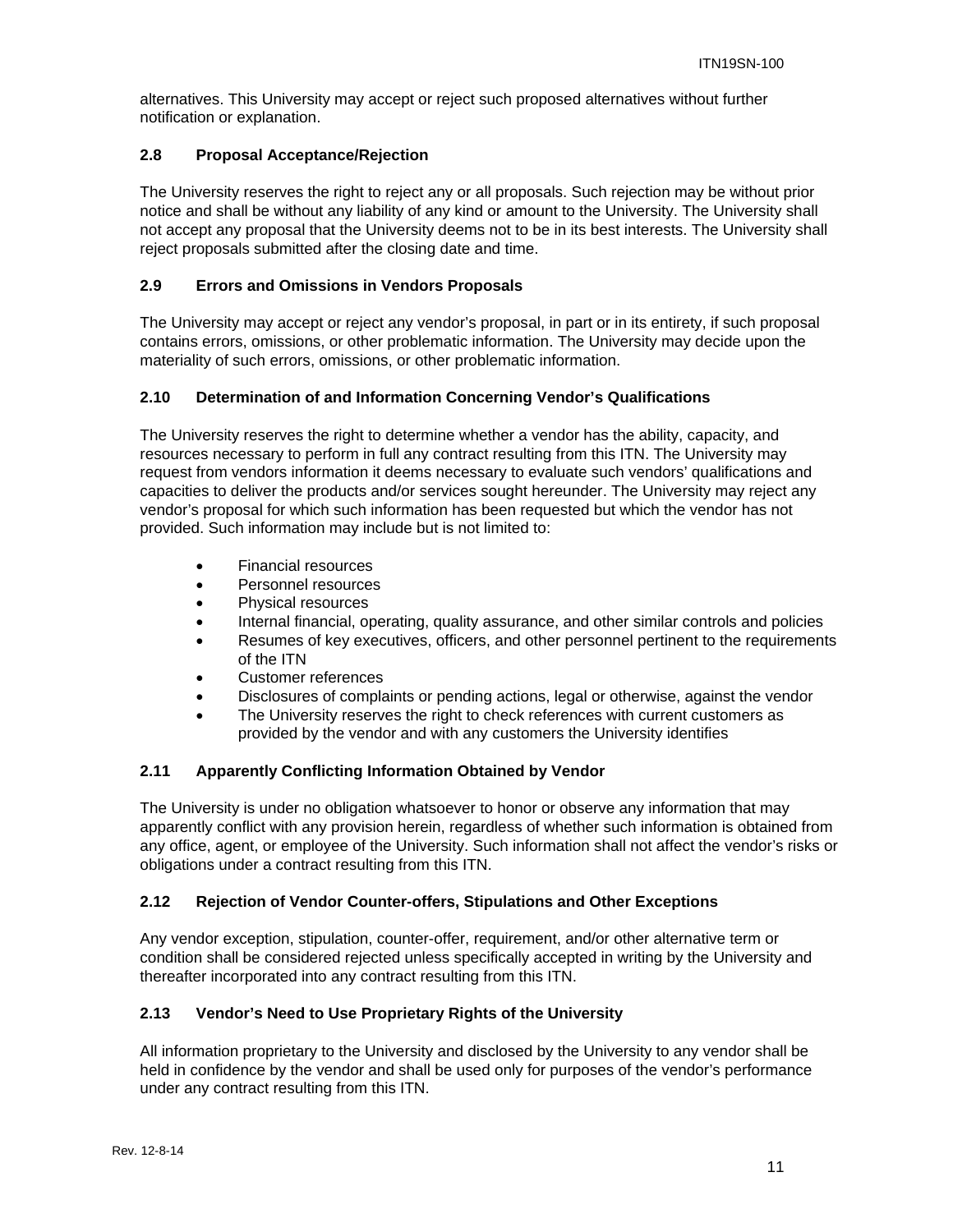alternatives. This University may accept or reject such proposed alternatives without further notification or explanation.

### 2.8 Proposal Acceptance/Rejection

The University reserves the right to reject any or all proposals. Such rejection may be without prior notice and shall be without any liability of any kind or amount to the University. The University shall not accept any proposal that the University deems not to be in its best interests. The University shall reject proposals submitted after the closing date and time.

### 2.9 Errors and Omissions in Vendors Proposals

The University may accept or reject any vendor's proposal, in part or in its entirety, if such proposal contains errors, omissions, or other problematic information. The University may decide upon the materiality of such errors, omissions, or other problematic information.

### 2.10 Determination of and Information Concerning Vendor's Qualifications

The University reserves the right to determine whether a vendor has the ability, capacity, and resources necessary to perform in full any contract resulting from this ITN. The University may request from vendors information it deems necessary to evaluate such vendors' qualifications and capacities to deliver the products and/or services sought hereunder. The University may reject any vendor's proposal for which such information has been requested but which the vendor has not provided. Such information may include but is not limited to:

- Financial resources
- Personnel resources
- Physical resources
- Internal financial, operating, quality assurance, and other similar controls and policies
- Resumes of key executives, officers, and other personnel pertinent to the requirements of the ITN
- Customer references
- Disclosures of complaints or pending actions, legal or otherwise, against the vendor
- The University reserves the right to check references with current customers as provided by the vendor and with any customers the University identifies

### 2.11 Apparently Conflicting Information Obtained by Vendor

The University is under no obligation whatsoever to honor or observe any information that may apparently conflict with any provision herein, regardless of whether such information is obtained from any office, agent, or employee of the University. Such information shall not affect the vendor's risks or obligations under a contract resulting from this ITN.

### 2.12 Rejection of Vendor Counter-offers, Stipulations and Other Exceptions

Any vendor exception, stipulation, counter-offer, requirement, and/or other alternative term or condition shall be considered rejected unless specifically accepted in writing by the University and thereafter incorporated into any contract resulting from this ITN.

### 2.13 Vendor's Need to Use Proprietary Rights of the University

All information proprietary to the University and disclosed by the University to any vendor shall be held in confidence by the vendor and shall be used only for purposes of the vendor's performance under any contract resulting from this ITN.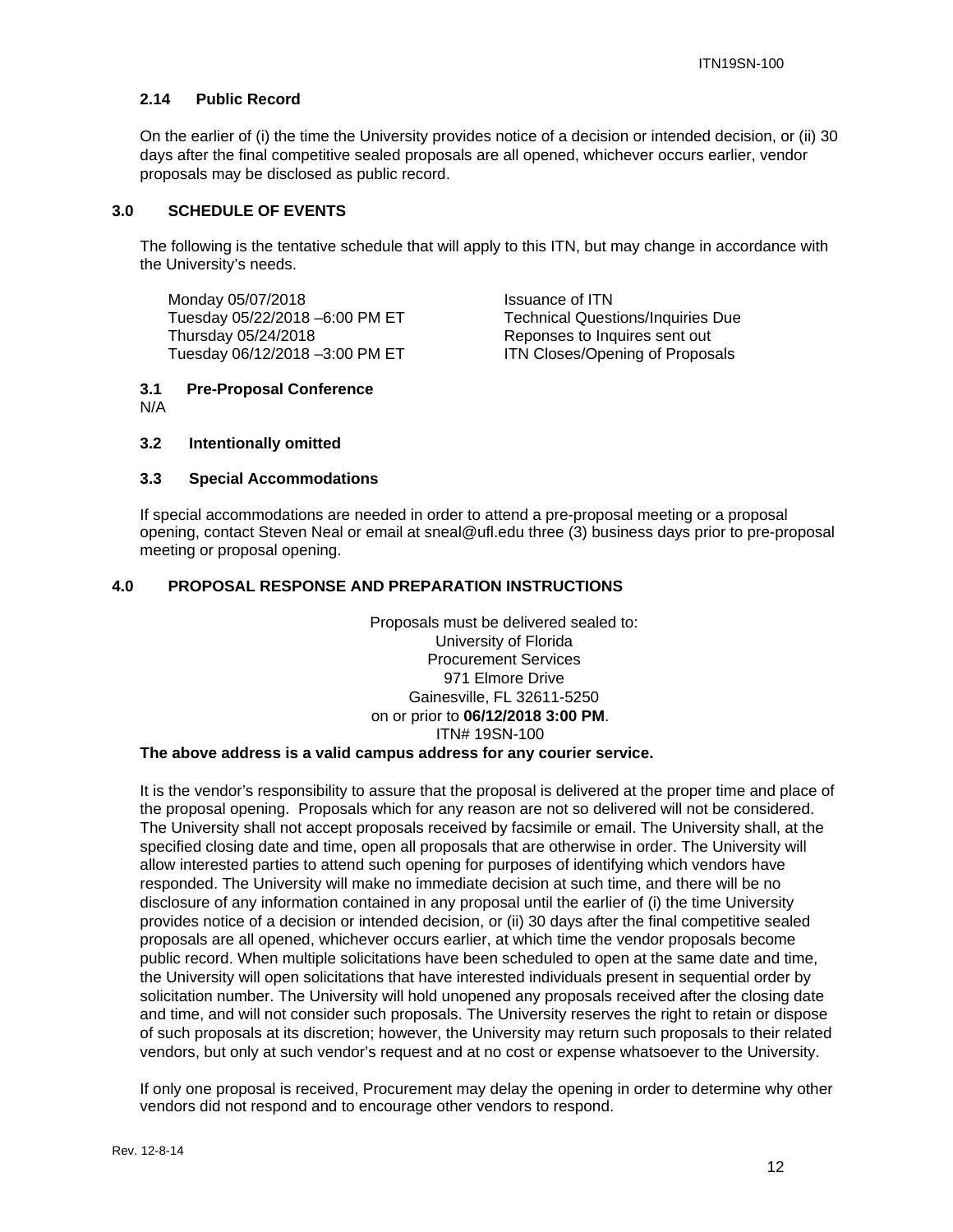### 2.14 Public Record

On the earlier of (i) the time the University provides notice of a decision or intended decision, or (ii) 30 days after the final competitive sealed proposals are all opened, whichever occurs earlier, vendor proposals may be disclosed as public record.

## 3.0 SCHEDULE OF EVENTS

The following is the tentative schedule that will apply to this ITN, but may change in accordance with the University's needs.

| | |
|---|---|
| Monday 05/07/2018 | Issuance of ITN |
| Tuesday 05/22/2018 –6:00 PM ET | Technical Questions/Inquiries Due |
| Thursday 05/24/2018 | Reponses to Inquires sent out |
| Tuesday 06/12/2018 –3:00 PM ET | ITN Closes/Opening of Proposals |

### 3.1 Pre-Proposal Conference

N/A

### 3.2 Intentionally omitted

### 3.3 Special Accommodations

If special accommodations are needed in order to attend a pre-proposal meeting or a proposal opening, contact Steven Neal or email at sneal@ufl.edu three (3) business days prior to pre-proposal meeting or proposal opening.

## 4.0 PROPOSAL RESPONSE AND PREPARATION INSTRUCTIONS

Proposals must be delivered sealed to:
University of Florida
Procurement Services
971 Elmore Drive
Gainesville, FL 32611-5250
on or prior to **06/12/2018 3:00 PM**.
ITN# 19SN-100

**The above address is a valid campus address for any courier service.**

It is the vendor's responsibility to assure that the proposal is delivered at the proper time and place of the proposal opening. Proposals which for any reason are not so delivered will not be considered. The University shall not accept proposals received by facsimile or email. The University shall, at the specified closing date and time, open all proposals that are otherwise in order. The University will allow interested parties to attend such opening for purposes of identifying which vendors have responded. The University will make no immediate decision at such time, and there will be no disclosure of any information contained in any proposal until the earlier of (i) the time the University provides notice of a decision or intended decision, or (ii) 30 days after the final competitive sealed proposals are all opened, whichever occurs earlier, at which time the vendor proposals become public record. When multiple solicitations have been scheduled to open at the same date and time, the University will open solicitations that have interested individuals present in sequential order by solicitation number. The University will hold unopened any proposals received after the closing date and time, and will not consider such proposals. The University reserves the right to retain or dispose of such proposals at its discretion; however, the University may return such proposals to their related vendors, but only at such vendor's request and at no cost or expense whatsoever to the University.

If only one proposal is received, Procurement may delay the opening in order to determine why other vendors did not respond and to encourage other vendors to respond.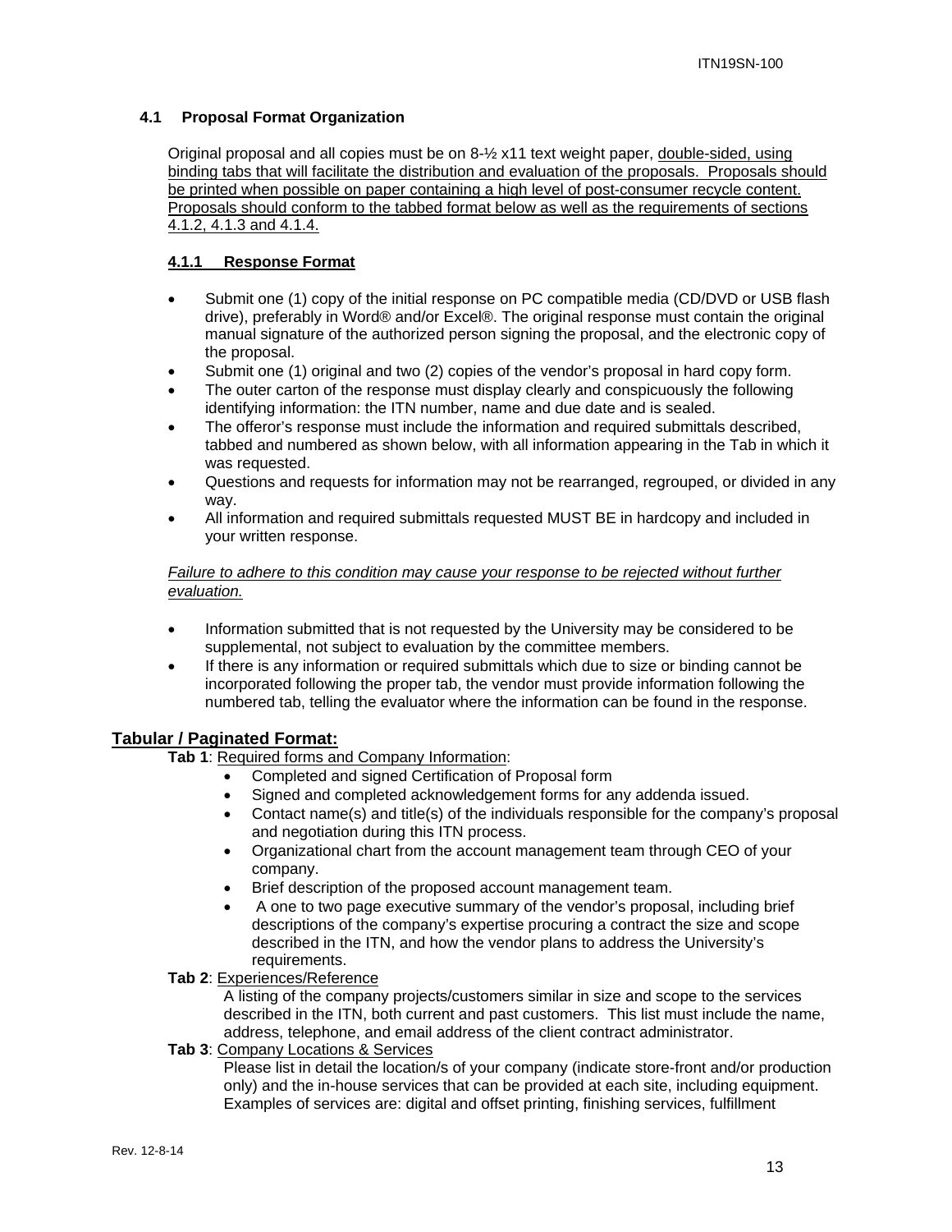### 4.1 Proposal Format Organization

Original proposal and all copies must be on 8-½ x11 text weight paper, double-sided, using binding tabs that will facilitate the distribution and evaluation of the proposals. Proposals should be printed when possible on paper containing a high level of post-consumer recycle content. Proposals should conform to the tabbed format below as well as the requirements of sections 4.1.2, 4.1.3 and 4.1.4.

#### 4.1.1 Response Format

- Submit one (1) copy of the initial response on PC compatible media (CD/DVD or USB flash drive), preferably in Word® and/or Excel®. The original response must contain the original manual signature of the authorized person signing the proposal, and the electronic copy of the proposal.
- Submit one (1) original and two (2) copies of the vendor's proposal in hard copy form.
- The outer carton of the response must display clearly and conspicuously the following identifying information: the ITN number, name and due date and is sealed.
- The offeror's response must include the information and required submittals described, tabbed and numbered as shown below, with all information appearing in the Tab in which it was requested.
- Questions and requests for information may not be rearranged, regrouped, or divided in any way.
- All information and required submittals requested MUST BE in hardcopy and included in your written response.

*Failure to adhere to this condition may cause your response to be rejected without further evaluation.*

- Information submitted that is not requested by the University may be considered to be supplemental, not subject to evaluation by the committee members.
- If there is any information or required submittals which due to size or binding cannot be incorporated following the proper tab, the vendor must provide information following the numbered tab, telling the evaluator where the information can be found in the response.

## Tabular / Paginated Format:

**Tab 1**: Required forms and Company Information:

- Completed and signed Certification of Proposal form
- Signed and completed acknowledgement forms for any addenda issued.
- Contact name(s) and title(s) of the individuals responsible for the company's proposal and negotiation during this ITN process.
- Organizational chart from the account management team through CEO of your company.
- Brief description of the proposed account management team.
- A one to two page executive summary of the vendor's proposal, including brief descriptions of the company's expertise procuring a contract the size and scope described in the ITN, and how the vendor plans to address the University's requirements.

**Tab 2**: Experiences/Reference

A listing of the company projects/customers similar in size and scope to the services described in the ITN, both current and past customers. This list must include the name, address, telephone, and email address of the client contract administrator.

**Tab 3**: Company Locations & Services

Please list in detail the location/s of your company (indicate store-front and/or production only) and the in-house services that can be provided at each site, including equipment. Examples of services are: digital and offset printing, finishing services, fulfillment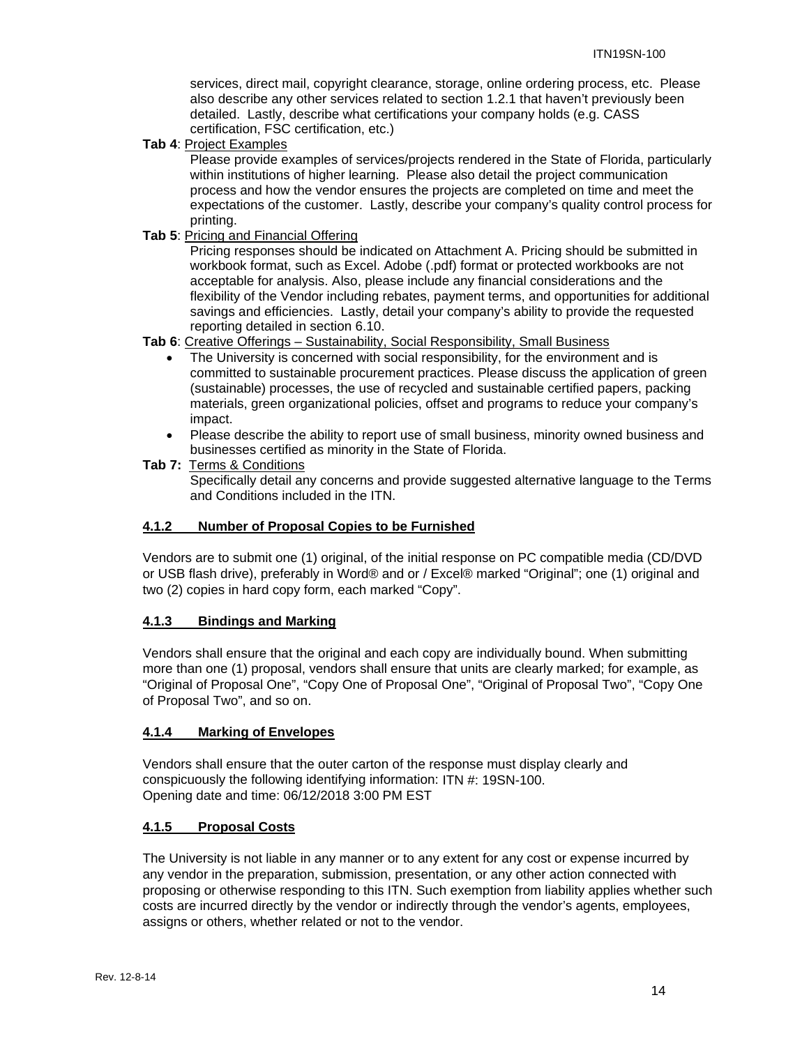services, direct mail, copyright clearance, storage, online ordering process, etc. Please also describe any other services related to section 1.2.1 that haven't previously been detailed. Lastly, describe what certifications your company holds (e.g. CASS certification, FSC certification, etc.)

**Tab 4**: Project Examples

Please provide examples of services/projects rendered in the State of Florida, particularly within institutions of higher learning. Please also detail the project communication process and how the vendor ensures the projects are completed on time and meet the expectations of the customer. Lastly, describe your company's quality control process for printing.

**Tab 5**: Pricing and Financial Offering

Pricing responses should be indicated on Attachment A. Pricing should be submitted in workbook format, such as Excel. Adobe (.pdf) format or protected workbooks are not acceptable for analysis. Also, please include any financial considerations and the flexibility of the Vendor including rebates, payment terms, and opportunities for additional savings and efficiencies. Lastly, detail your company's ability to provide the requested reporting detailed in section 6.10.

**Tab 6**: Creative Offerings – Sustainability, Social Responsibility, Small Business

- The University is concerned with social responsibility, for the environment and is committed to sustainable procurement practices. Please discuss the application of green (sustainable) processes, the use of recycled and sustainable certified papers, packing materials, green organizational policies, offset and programs to reduce your company's impact.
- Please describe the ability to report use of small business, minority owned business and businesses certified as minority in the State of Florida.

**Tab 7:** Terms & Conditions

Specifically detail any concerns and provide suggested alternative language to the Terms and Conditions included in the ITN.

### 4.1.2 Number of Proposal Copies to be Furnished

Vendors are to submit one (1) original, of the initial response on PC compatible media (CD/DVD or USB flash drive), preferably in Word® and or / Excel® marked "Original"; one (1) original and two (2) copies in hard copy form, each marked "Copy".

### 4.1.3 Bindings and Marking

Vendors shall ensure that the original and each copy are individually bound. When submitting more than one (1) proposal, vendors shall ensure that units are clearly marked; for example, as "Original of Proposal One", "Copy One of Proposal One", "Original of Proposal Two", "Copy One of Proposal Two", and so on.

### 4.1.4 Marking of Envelopes

Vendors shall ensure that the outer carton of the response must display clearly and conspicuously the following identifying information: ITN #: 19SN-100.
Opening date and time: 06/12/2018 3:00 PM EST

### 4.1.5 Proposal Costs

The University is not liable in any manner or to any extent for any cost or expense incurred by any vendor in the preparation, submission, presentation, or any other action connected with proposing or otherwise responding to this ITN. Such exemption from liability applies whether such costs are incurred directly by the vendor or indirectly through the vendor's agents, employees, assigns or others, whether related or not to the vendor.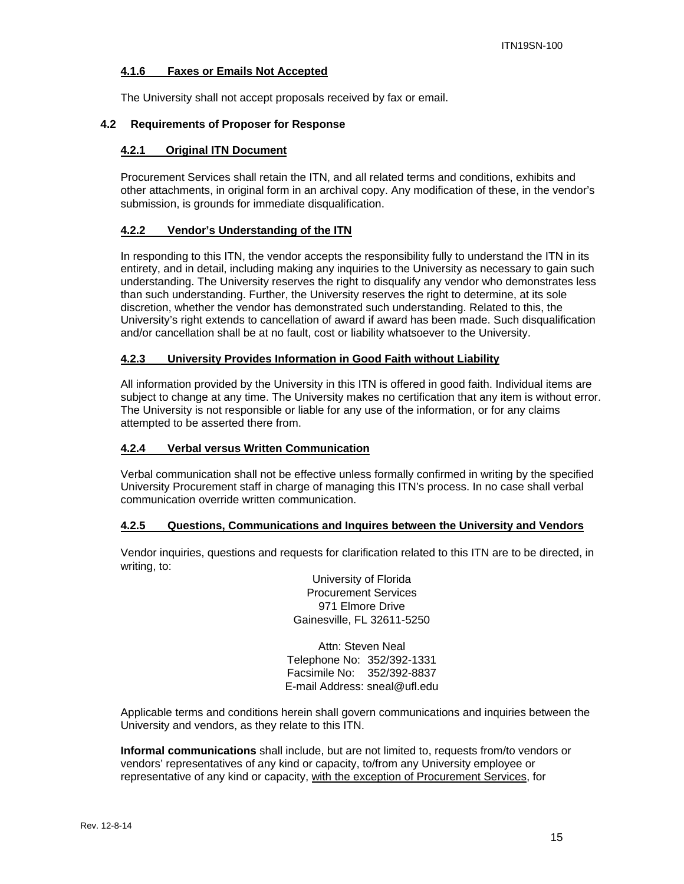#### 4.1.6 Faxes or Emails Not Accepted

The University shall not accept proposals received by fax or email.

### 4.2 Requirements of Proposer for Response

#### 4.2.1 Original ITN Document

Procurement Services shall retain the ITN, and all related terms and conditions, exhibits and other attachments, in original form in an archival copy. Any modification of these, in the vendor's submission, is grounds for immediate disqualification.

#### 4.2.2 Vendor's Understanding of the ITN

In responding to this ITN, the vendor accepts the responsibility fully to understand the ITN in its entirety, and in detail, including making any inquiries to the University as necessary to gain such understanding. The University reserves the right to disqualify any vendor who demonstrates less than such understanding. Further, the University reserves the right to determine, at its sole discretion, whether the vendor has demonstrated such understanding. Related to this, the University's right extends to cancellation of award if award has been made. Such disqualification and/or cancellation shall be at no fault, cost or liability whatsoever to the University.

#### 4.2.3 University Provides Information in Good Faith without Liability

All information provided by the University in this ITN is offered in good faith. Individual items are subject to change at any time. The University makes no certification that any item is without error. The University is not responsible or liable for any use of the information, or for any claims attempted to be asserted there from.

#### 4.2.4 Verbal versus Written Communication

Verbal communication shall not be effective unless formally confirmed in writing by the specified University Procurement staff in charge of managing this ITN's process. In no case shall verbal communication override written communication.

#### 4.2.5 Questions, Communications and Inquires between the University and Vendors

Vendor inquiries, questions and requests for clarification related to this ITN are to be directed, in writing, to:

University of Florida
Procurement Services
971 Elmore Drive
Gainesville, FL 32611-5250

Attn: Steven Neal
Telephone No: 352/392-1331
Facsimile No: 352/392-8837
E-mail Address: sneal@ufl.edu

Applicable terms and conditions herein shall govern communications and inquiries between the University and vendors, as they relate to this ITN.

**Informal communications** shall include, but are not limited to, requests from/to vendors or vendors' representatives of any kind or capacity, to/from any University employee or representative of any kind or capacity, with the exception of Procurement Services, for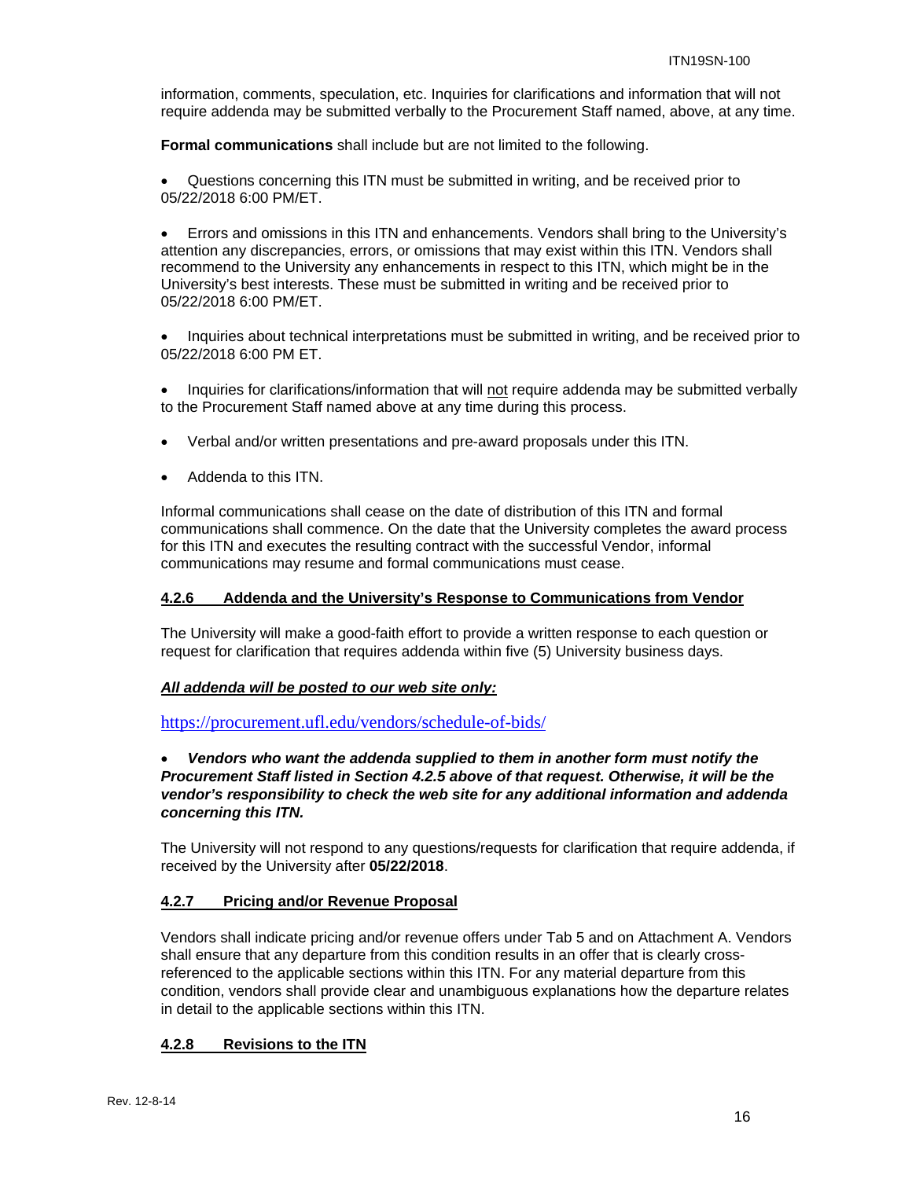information, comments, speculation, etc. Inquiries for clarifications and information that will not require addenda may be submitted verbally to the Procurement Staff named, above, at any time.

**Formal communications** shall include but are not limited to the following.

- Questions concerning this ITN must be submitted in writing, and be received prior to 05/22/2018 6:00 PM/ET.

- Errors and omissions in this ITN and enhancements. Vendors shall bring to the University's attention any discrepancies, errors, or omissions that may exist within this ITN. Vendors shall recommend to the University any enhancements in respect to this ITN, which might be in the University's best interests. These must be submitted in writing and be received prior to 05/22/2018 6:00 PM/ET.

- Inquiries about technical interpretations must be submitted in writing, and be received prior to 05/22/2018 6:00 PM ET.

- Inquiries for clarifications/information that will not require addenda may be submitted verbally to the Procurement Staff named above at any time during this process.

- Verbal and/or written presentations and pre-award proposals under this ITN.

- Addenda to this ITN.

Informal communications shall cease on the date of distribution of this ITN and formal communications shall commence. On the date that the University completes the award process for this ITN and executes the resulting contract with the successful Vendor, informal communications may resume and formal communications must cease.

### 4.2.6 Addenda and the University's Response to Communications from Vendor

The University will make a good-faith effort to provide a written response to each question or request for clarification that requires addenda within five (5) University business days.

***All addenda will be posted to our web site only:***

https://procurement.ufl.edu/vendors/schedule-of-bids/

- ***Vendors who want the addenda supplied to them in another form must notify the Procurement Staff listed in Section 4.2.5 above of that request. Otherwise, it will be the vendor's responsibility to check the web site for any additional information and addenda concerning this ITN.***

The University will not respond to any questions/requests for clarification that require addenda, if received by the University after **05/22/2018**.

### 4.2.7 Pricing and/or Revenue Proposal

Vendors shall indicate pricing and/or revenue offers under Tab 5 and on Attachment A. Vendors shall ensure that any departure from this condition results in an offer that is clearly cross-referenced to the applicable sections within this ITN. For any material departure from this condition, vendors shall provide clear and unambiguous explanations how the departure relates in detail to the applicable sections within this ITN.

### 4.2.8 Revisions to the ITN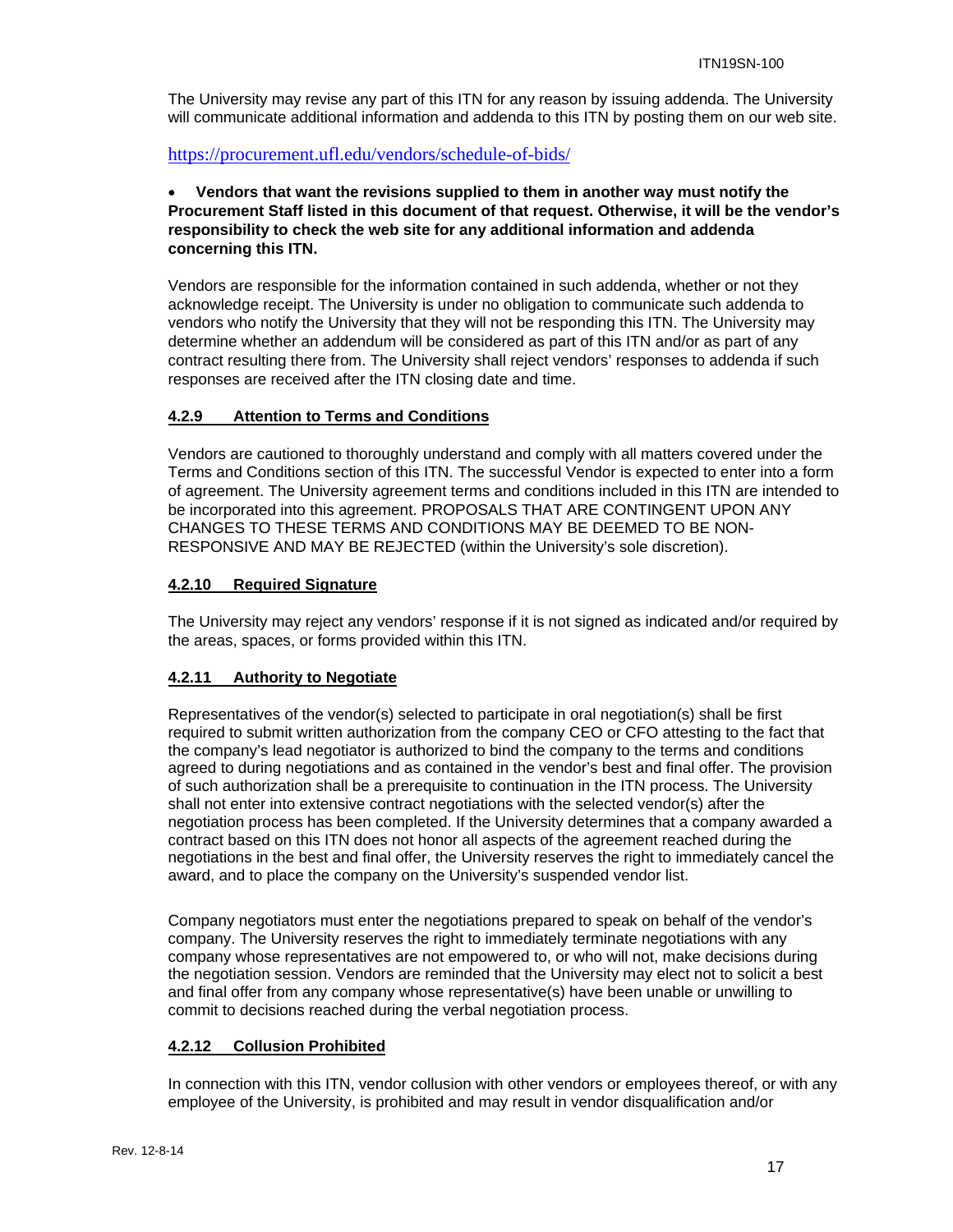The University may revise any part of this ITN for any reason by issuing addenda. The University will communicate additional information and addenda to this ITN by posting them on our web site.

https://procurement.ufl.edu/vendors/schedule-of-bids/

- **Vendors that want the revisions supplied to them in another way must notify the Procurement Staff listed in this document of that request. Otherwise, it will be the vendor's responsibility to check the web site for any additional information and addenda concerning this ITN.**

Vendors are responsible for the information contained in such addenda, whether or not they acknowledge receipt. The University is under no obligation to communicate such addenda to vendors who notify the University that they will not be responding this ITN. The University may determine whether an addendum will be considered as part of this ITN and/or as part of any contract resulting there from. The University shall reject vendors' responses to addenda if such responses are received after the ITN closing date and time.

#### 4.2.9 Attention to Terms and Conditions

Vendors are cautioned to thoroughly understand and comply with all matters covered under the Terms and Conditions section of this ITN. The successful Vendor is expected to enter into a form of agreement. The University agreement terms and conditions included in this ITN are intended to be incorporated into this agreement. PROPOSALS THAT ARE CONTINGENT UPON ANY CHANGES TO THESE TERMS AND CONDITIONS MAY BE DEEMED TO BE NON-RESPONSIVE AND MAY BE REJECTED (within the University's sole discretion).

#### 4.2.10 Required Signature

The University may reject any vendors' response if it is not signed as indicated and/or required by the areas, spaces, or forms provided within this ITN.

#### 4.2.11 Authority to Negotiate

Representatives of the vendor(s) selected to participate in oral negotiation(s) shall be first required to submit written authorization from the company CEO or CFO attesting to the fact that the company's lead negotiator is authorized to bind the company to the terms and conditions agreed to during negotiations and as contained in the vendor's best and final offer. The provision of such authorization shall be a prerequisite to continuation in the ITN process. The University shall not enter into extensive contract negotiations with the selected vendor(s) after the negotiation process has been completed. If the University determines that a company awarded a contract based on this ITN does not honor all aspects of the agreement reached during the negotiations in the best and final offer, the University reserves the right to immediately cancel the award, and to place the company on the University's suspended vendor list.

Company negotiators must enter the negotiations prepared to speak on behalf of the vendor's company. The University reserves the right to immediately terminate negotiations with any company whose representatives are not empowered to, or who will not, make decisions during the negotiation session. Vendors are reminded that the University may elect not to solicit a best and final offer from any company whose representative(s) have been unable or unwilling to commit to decisions reached during the verbal negotiation process.

#### 4.2.12 Collusion Prohibited

In connection with this ITN, vendor collusion with other vendors or employees thereof, or with any employee of the University, is prohibited and may result in vendor disqualification and/or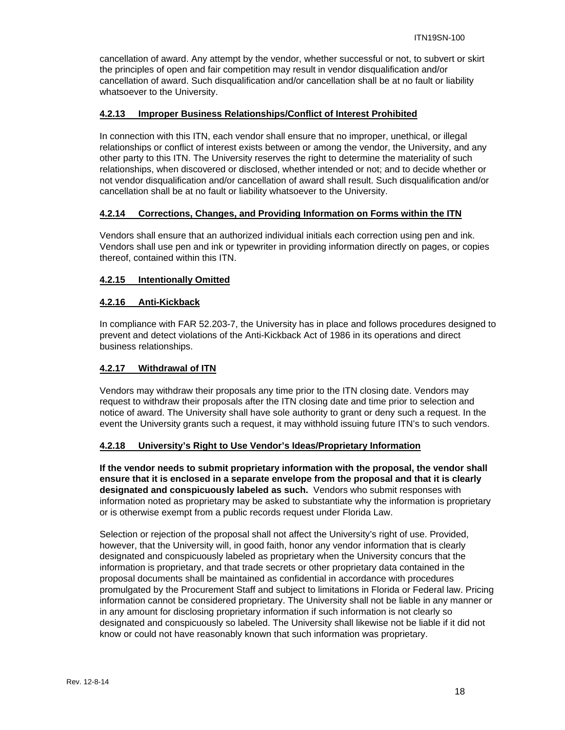cancellation of award. Any attempt by the vendor, whether successful or not, to subvert or skirt the principles of open and fair competition may result in vendor disqualification and/or cancellation of award. Such disqualification and/or cancellation shall be at no fault or liability whatsoever to the University.

#### **4.2.13 Improper Business Relationships/Conflict of Interest Prohibited**

In connection with this ITN, each vendor shall ensure that no improper, unethical, or illegal relationships or conflict of interest exists between or among the vendor, the University, and any other party to this ITN. The University reserves the right to determine the materiality of such relationships, when discovered or disclosed, whether intended or not; and to decide whether or not vendor disqualification and/or cancellation of award shall result. Such disqualification and/or cancellation shall be at no fault or liability whatsoever to the University.

#### **4.2.14 Corrections, Changes, and Providing Information on Forms within the ITN**

Vendors shall ensure that an authorized individual initials each correction using pen and ink. Vendors shall use pen and ink or typewriter in providing information directly on pages, or copies thereof, contained within this ITN.

#### **4.2.15 Intentionally Omitted**

#### **4.2.16 Anti-Kickback**

In compliance with FAR 52.203-7, the University has in place and follows procedures designed to prevent and detect violations of the Anti-Kickback Act of 1986 in its operations and direct business relationships.

#### **4.2.17 Withdrawal of ITN**

Vendors may withdraw their proposals any time prior to the ITN closing date. Vendors may request to withdraw their proposals after the ITN closing date and time prior to selection and notice of award. The University shall have sole authority to grant or deny such a request. In the event the University grants such a request, it may withhold issuing future ITN's to such vendors.

#### **4.2.18 University's Right to Use Vendor's Ideas/Proprietary Information**

**If the vendor needs to submit proprietary information with the proposal, the vendor shall ensure that it is enclosed in a separate envelope from the proposal and that it is clearly designated and conspicuously labeled as such.** Vendors who submit responses with information noted as proprietary may be asked to substantiate why the information is proprietary or is otherwise exempt from a public records request under Florida Law.

Selection or rejection of the proposal shall not affect the University's right of use. Provided, however, that the University will, in good faith, honor any vendor information that is clearly designated and conspicuously labeled as proprietary when the University concurs that the information is proprietary, and that trade secrets or other proprietary data contained in the proposal documents shall be maintained as confidential in accordance with procedures promulgated by the Procurement Staff and subject to limitations in Florida or Federal law. Pricing information cannot be considered proprietary. The University shall not be liable in any manner or in any amount for disclosing proprietary information if such information is not clearly so designated and conspicuously so labeled. The University shall likewise not be liable if it did not know or could not have reasonably known that such information was proprietary.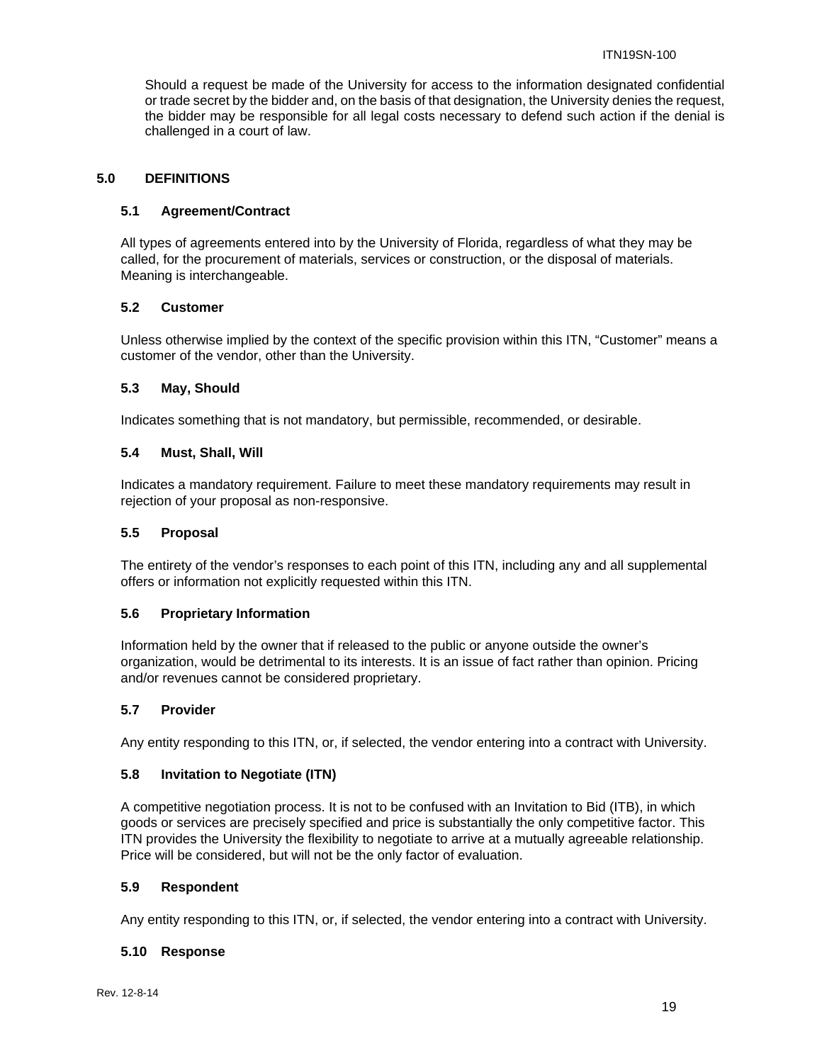Should a request be made of the University for access to the information designated confidential or trade secret by the bidder and, on the basis of that designation, the University denies the request, the bidder may be responsible for all legal costs necessary to defend such action if the denial is challenged in a court of law.

## 5.0 DEFINITIONS

### 5.1 Agreement/Contract

All types of agreements entered into by the University of Florida, regardless of what they may be called, for the procurement of materials, services or construction, or the disposal of materials. Meaning is interchangeable.

### 5.2 Customer

Unless otherwise implied by the context of the specific provision within this ITN, "Customer" means a customer of the vendor, other than the University.

### 5.3 May, Should

Indicates something that is not mandatory, but permissible, recommended, or desirable.

### 5.4 Must, Shall, Will

Indicates a mandatory requirement. Failure to meet these mandatory requirements may result in rejection of your proposal as non-responsive.

### 5.5 Proposal

The entirety of the vendor's responses to each point of this ITN, including any and all supplemental offers or information not explicitly requested within this ITN.

### 5.6 Proprietary Information

Information held by the owner that if released to the public or anyone outside the owner's organization, would be detrimental to its interests. It is an issue of fact rather than opinion. Pricing and/or revenues cannot be considered proprietary.

### 5.7 Provider

Any entity responding to this ITN, or, if selected, the vendor entering into a contract with University.

### 5.8 Invitation to Negotiate (ITN)

A competitive negotiation process. It is not to be confused with an Invitation to Bid (ITB), in which goods or services are precisely specified and price is substantially the only competitive factor. This ITN provides the University the flexibility to negotiate to arrive at a mutually agreeable relationship. Price will be considered, but will not be the only factor of evaluation.

### 5.9 Respondent

Any entity responding to this ITN, or, if selected, the vendor entering into a contract with University.

### 5.10 Response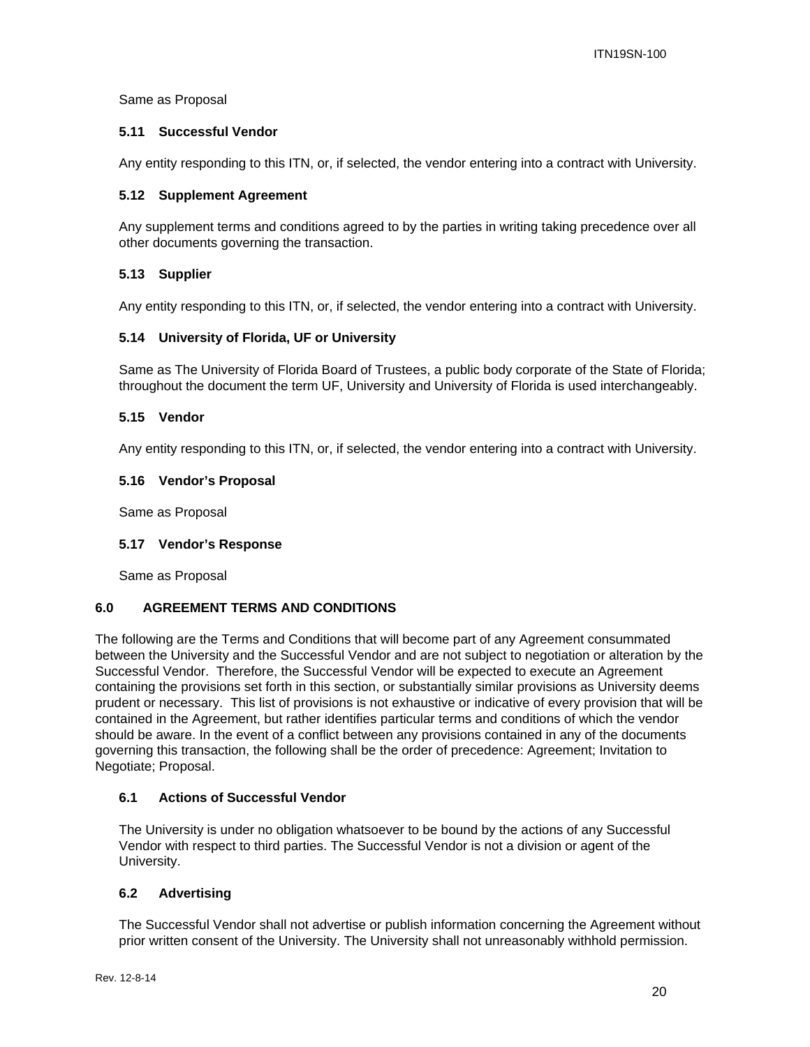Same as Proposal

### 5.11 Successful Vendor

Any entity responding to this ITN, or, if selected, the vendor entering into a contract with University.

### 5.12 Supplement Agreement

Any supplement terms and conditions agreed to by the parties in writing taking precedence over all other documents governing the transaction.

### 5.13 Supplier

Any entity responding to this ITN, or, if selected, the vendor entering into a contract with University.

### 5.14 University of Florida, UF or University

Same as The University of Florida Board of Trustees, a public body corporate of the State of Florida; throughout the document the term UF, University and University of Florida is used interchangeably.

### 5.15 Vendor

Any entity responding to this ITN, or, if selected, the vendor entering into a contract with University.

### 5.16 Vendor's Proposal

Same as Proposal

### 5.17 Vendor's Response

Same as Proposal

## 6.0 AGREEMENT TERMS AND CONDITIONS

The following are the Terms and Conditions that will become part of any Agreement consummated between the University and the Successful Vendor and are not subject to negotiation or alteration by the Successful Vendor. Therefore, the Successful Vendor will be expected to execute an Agreement containing the provisions set forth in this section, or substantially similar provisions as University deems prudent or necessary. This list of provisions is not exhaustive or indicative of every provision that will be contained in the Agreement, but rather identifies particular terms and conditions of which the vendor should be aware. In the event of a conflict between any provisions contained in any of the documents governing this transaction, the following shall be the order of precedence: Agreement; Invitation to Negotiate; Proposal.

### 6.1 Actions of Successful Vendor

The University is under no obligation whatsoever to be bound by the actions of any Successful Vendor with respect to third parties. The Successful Vendor is not a division or agent of the University.

### 6.2 Advertising

The Successful Vendor shall not advertise or publish information concerning the Agreement without prior written consent of the University. The University shall not unreasonably withhold permission.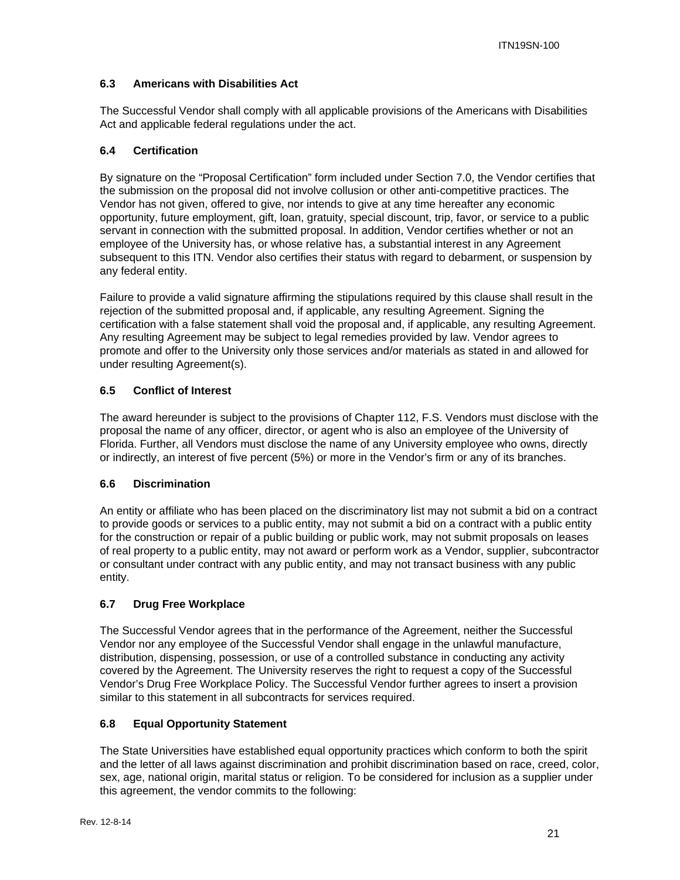### 6.3 Americans with Disabilities Act

The Successful Vendor shall comply with all applicable provisions of the Americans with Disabilities Act and applicable federal regulations under the act.

### 6.4 Certification

By signature on the “Proposal Certification” form included under Section 7.0, the Vendor certifies that the submission on the proposal did not involve collusion or other anti-competitive practices. The Vendor has not given, offered to give, nor intends to give at any time hereafter any economic opportunity, future employment, gift, loan, gratuity, special discount, trip, favor, or service to a public servant in connection with the submitted proposal. In addition, Vendor certifies whether or not an employee of the University has, or whose relative has, a substantial interest in any Agreement subsequent to this ITN. Vendor also certifies their status with regard to debarment, or suspension by any federal entity.

Failure to provide a valid signature affirming the stipulations required by this clause shall result in the rejection of the submitted proposal and, if applicable, any resulting Agreement. Signing the certification with a false statement shall void the proposal and, if applicable, any resulting Agreement. Any resulting Agreement may be subject to legal remedies provided by law. Vendor agrees to promote and offer to the University only those services and/or materials as stated in and allowed for under resulting Agreement(s).

### 6.5 Conflict of Interest

The award hereunder is subject to the provisions of Chapter 112, F.S. Vendors must disclose with the proposal the name of any officer, director, or agent who is also an employee of the University of Florida. Further, all Vendors must disclose the name of any University employee who owns, directly or indirectly, an interest of five percent (5%) or more in the Vendor’s firm or any of its branches.

### 6.6 Discrimination

An entity or affiliate who has been placed on the discriminatory list may not submit a bid on a contract to provide goods or services to a public entity, may not submit a bid on a contract with a public entity for the construction or repair of a public building or public work, may not submit proposals on leases of real property to a public entity, may not award or perform work as a Vendor, supplier, subcontractor or consultant under contract with any public entity, and may not transact business with any public entity.

### 6.7 Drug Free Workplace

The Successful Vendor agrees that in the performance of the Agreement, neither the Successful Vendor nor any employee of the Successful Vendor shall engage in the unlawful manufacture, distribution, dispensing, possession, or use of a controlled substance in conducting any activity covered by the Agreement. The University reserves the right to request a copy of the Successful Vendor’s Drug Free Workplace Policy. The Successful Vendor further agrees to insert a provision similar to this statement in all subcontracts for services required.

### 6.8 Equal Opportunity Statement

The State Universities have established equal opportunity practices which conform to both the spirit and the letter of all laws against discrimination and prohibit discrimination based on race, creed, color, sex, age, national origin, marital status or religion. To be considered for inclusion as a supplier under this agreement, the vendor commits to the following: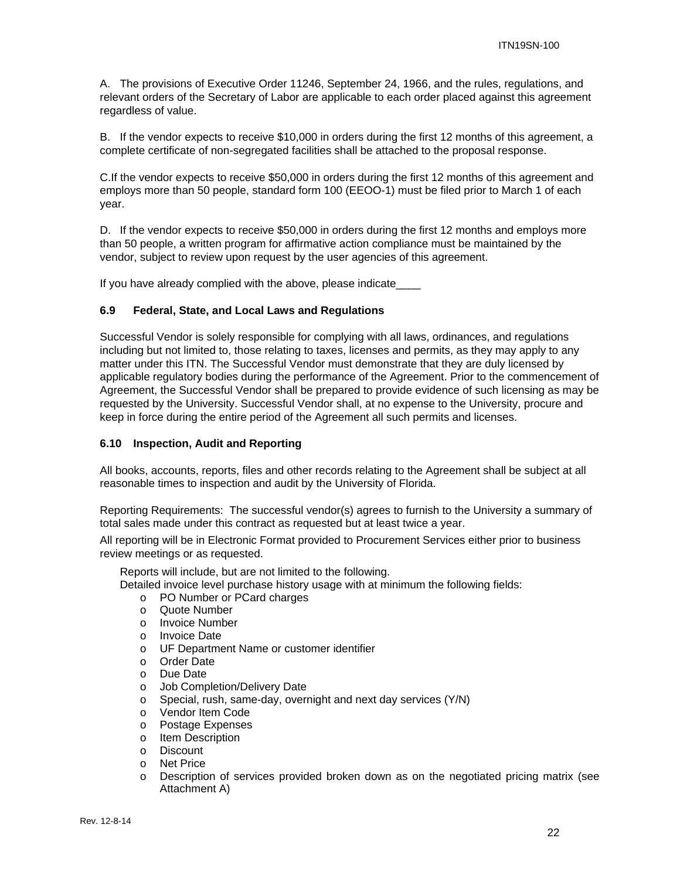A. The provisions of Executive Order 11246, September 24, 1966, and the rules, regulations, and relevant orders of the Secretary of Labor are applicable to each order placed against this agreement regardless of value.

B. If the vendor expects to receive $10,000 in orders during the first 12 months of this agreement, a complete certificate of non-segregated facilities shall be attached to the proposal response.

C.If the vendor expects to receive $50,000 in orders during the first 12 months of this agreement and employs more than 50 people, standard form 100 (EEOO-1) must be filed prior to March 1 of each year.

D. If the vendor expects to receive $50,000 in orders during the first 12 months and employs more than 50 people, a written program for affirmative action compliance must be maintained by the vendor, subject to review upon request by the user agencies of this agreement.

If you have already complied with the above, please indicate____

### 6.9 Federal, State, and Local Laws and Regulations

Successful Vendor is solely responsible for complying with all laws, ordinances, and regulations including but not limited to, those relating to taxes, licenses and permits, as they may apply to any matter under this ITN. The Successful Vendor must demonstrate that they are duly licensed by applicable regulatory bodies during the performance of the Agreement. Prior to the commencement of Agreement, the Successful Vendor shall be prepared to provide evidence of such licensing as may be requested by the University. Successful Vendor shall, at no expense to the University, procure and keep in force during the entire period of the Agreement all such permits and licenses.

### 6.10 Inspection, Audit and Reporting

All books, accounts, reports, files and other records relating to the Agreement shall be subject at all reasonable times to inspection and audit by the University of Florida.

Reporting Requirements: The successful vendor(s) agrees to furnish to the University a summary of total sales made under this contract as requested but at least twice a year.

All reporting will be in Electronic Format provided to Procurement Services either prior to business review meetings or as requested.

Reports will include, but are not limited to the following.
Detailed invoice level purchase history usage with at minimum the following fields:

- PO Number or PCard charges
- Quote Number
- Invoice Number
- Invoice Date
- UF Department Name or customer identifier
- Order Date
- Due Date
- Job Completion/Delivery Date
- Special, rush, same-day, overnight and next day services (Y/N)
- Vendor Item Code
- Postage Expenses
- Item Description
- Discount
- Net Price
- Description of services provided broken down as on the negotiated pricing matrix (see Attachment A)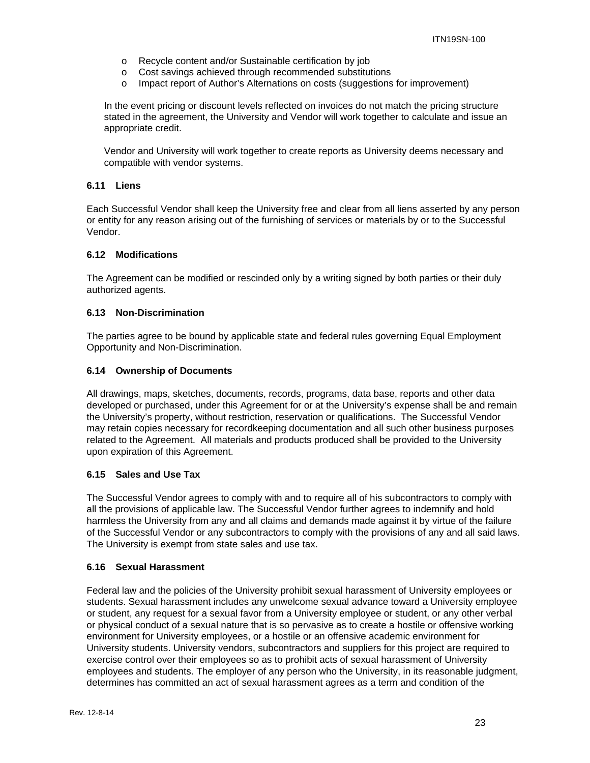- Recycle content and/or Sustainable certification by job
- Cost savings achieved through recommended substitutions
- Impact report of Author's Alternations on costs (suggestions for improvement)

In the event pricing or discount levels reflected on invoices do not match the pricing structure stated in the agreement, the University and Vendor will work together to calculate and issue an appropriate credit.

Vendor and University will work together to create reports as University deems necessary and compatible with vendor systems.

### 6.11 Liens

Each Successful Vendor shall keep the University free and clear from all liens asserted by any person or entity for any reason arising out of the furnishing of services or materials by or to the Successful Vendor.

### 6.12 Modifications

The Agreement can be modified or rescinded only by a writing signed by both parties or their duly authorized agents.

### 6.13 Non-Discrimination

The parties agree to be bound by applicable state and federal rules governing Equal Employment Opportunity and Non-Discrimination.

### 6.14 Ownership of Documents

All drawings, maps, sketches, documents, records, programs, data base, reports and other data developed or purchased, under this Agreement for or at the University's expense shall be and remain the University's property, without restriction, reservation or qualifications. The Successful Vendor may retain copies necessary for recordkeeping documentation and all such other business purposes related to the Agreement. All materials and products produced shall be provided to the University upon expiration of this Agreement.

### 6.15 Sales and Use Tax

The Successful Vendor agrees to comply with and to require all of his subcontractors to comply with all the provisions of applicable law. The Successful Vendor further agrees to indemnify and hold harmless the University from any and all claims and demands made against it by virtue of the failure of the Successful Vendor or any subcontractors to comply with the provisions of any and all said laws. The University is exempt from state sales and use tax.

### 6.16 Sexual Harassment

Federal law and the policies of the University prohibit sexual harassment of University employees or students. Sexual harassment includes any unwelcome sexual advance toward a University employee or student, any request for a sexual favor from a University employee or student, or any other verbal or physical conduct of a sexual nature that is so pervasive as to create a hostile or offensive working environment for University employees, or a hostile or an offensive academic environment for University students. University vendors, subcontractors and suppliers for this project are required to exercise control over their employees so as to prohibit acts of sexual harassment of University employees and students. The employer of any person who the University, in its reasonable judgment, determines has committed an act of sexual harassment agrees as a term and condition of the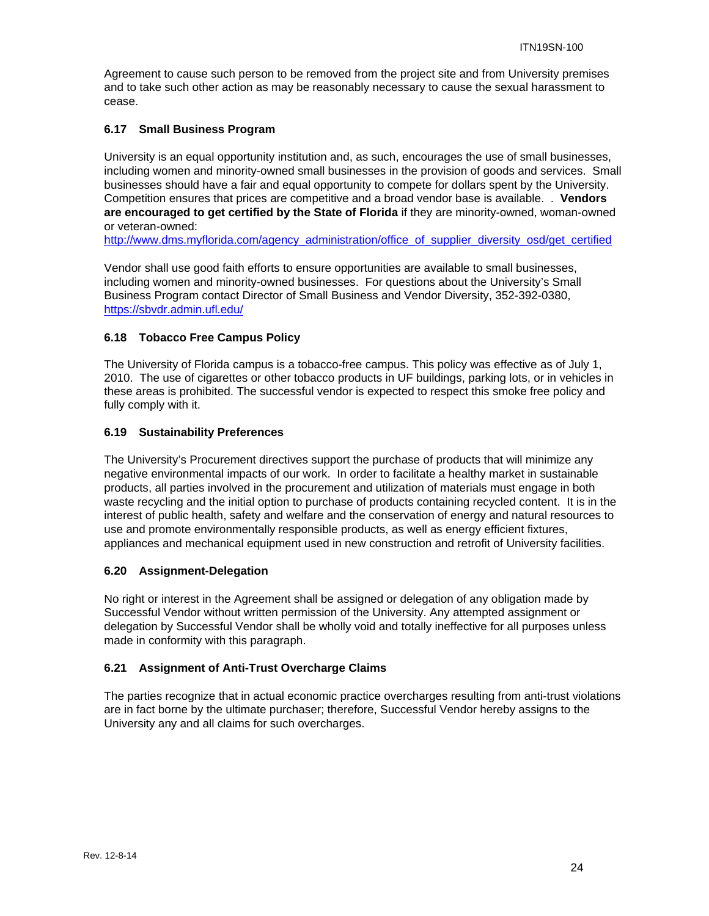Agreement to cause such person to be removed from the project site and from University premises and to take such other action as may be reasonably necessary to cause the sexual harassment to cease.

### 6.17 Small Business Program

University is an equal opportunity institution and, as such, encourages the use of small businesses, including women and minority-owned small businesses in the provision of goods and services. Small businesses should have a fair and equal opportunity to compete for dollars spent by the University. Competition ensures that prices are competitive and a broad vendor base is available. . **Vendors are encouraged to get certified by the State of Florida** if they are minority-owned, woman-owned or veteran-owned:
http://www.dms.myflorida.com/agency_administration/office_of_supplier_diversity_osd/get_certified

Vendor shall use good faith efforts to ensure opportunities are available to small businesses, including women and minority-owned businesses. For questions about the University's Small Business Program contact Director of Small Business and Vendor Diversity, 352-392-0380, https://sbvdr.admin.ufl.edu/

### 6.18 Tobacco Free Campus Policy

The University of Florida campus is a tobacco-free campus. This policy was effective as of July 1, 2010. The use of cigarettes or other tobacco products in UF buildings, parking lots, or in vehicles in these areas is prohibited. The successful vendor is expected to respect this smoke free policy and fully comply with it.

### 6.19 Sustainability Preferences

The University's Procurement directives support the purchase of products that will minimize any negative environmental impacts of our work. In order to facilitate a healthy market in sustainable products, all parties involved in the procurement and utilization of materials must engage in both waste recycling and the initial option to purchase of products containing recycled content. It is in the interest of public health, safety and welfare and the conservation of energy and natural resources to use and promote environmentally responsible products, as well as energy efficient fixtures, appliances and mechanical equipment used in new construction and retrofit of University facilities.

### 6.20 Assignment-Delegation

No right or interest in the Agreement shall be assigned or delegation of any obligation made by Successful Vendor without written permission of the University. Any attempted assignment or delegation by Successful Vendor shall be wholly void and totally ineffective for all purposes unless made in conformity with this paragraph.

### 6.21 Assignment of Anti-Trust Overcharge Claims

The parties recognize that in actual economic practice overcharges resulting from anti-trust violations are in fact borne by the ultimate purchaser; therefore, Successful Vendor hereby assigns to the University any and all claims for such overcharges.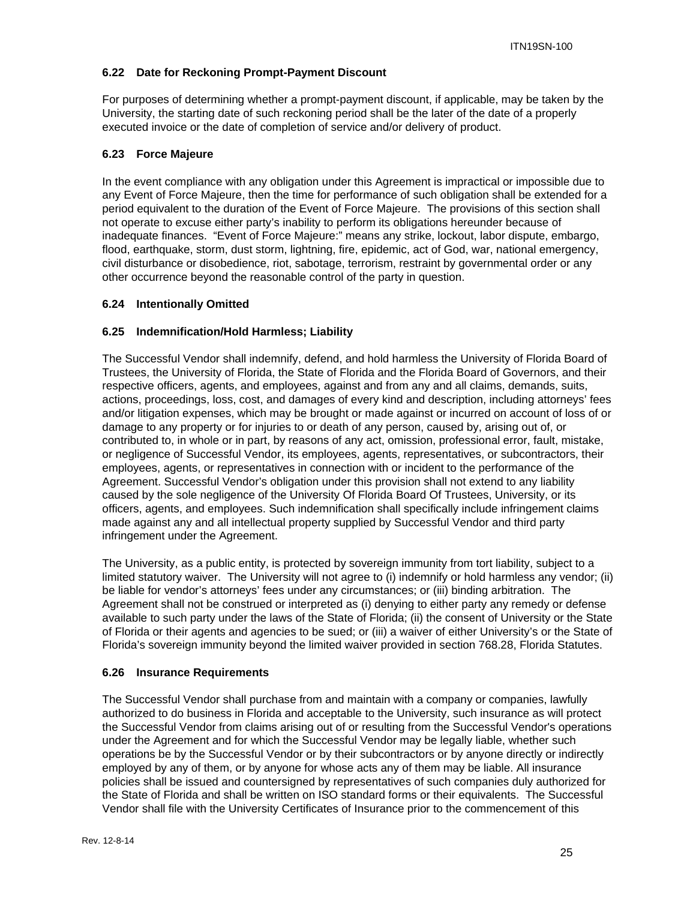### 6.22 Date for Reckoning Prompt-Payment Discount

For purposes of determining whether a prompt-payment discount, if applicable, may be taken by the University, the starting date of such reckoning period shall be the later of the date of a properly executed invoice or the date of completion of service and/or delivery of product.

### 6.23 Force Majeure

In the event compliance with any obligation under this Agreement is impractical or impossible due to any Event of Force Majeure, then the time for performance of such obligation shall be extended for a period equivalent to the duration of the Event of Force Majeure. The provisions of this section shall not operate to excuse either party's inability to perform its obligations hereunder because of inadequate finances. "Event of Force Majeure:" means any strike, lockout, labor dispute, embargo, flood, earthquake, storm, dust storm, lightning, fire, epidemic, act of God, war, national emergency, civil disturbance or disobedience, riot, sabotage, terrorism, restraint by governmental order or any other occurrence beyond the reasonable control of the party in question.

### 6.24 Intentionally Omitted

### 6.25 Indemnification/Hold Harmless; Liability

The Successful Vendor shall indemnify, defend, and hold harmless the University of Florida Board of Trustees, the University of Florida, the State of Florida and the Florida Board of Governors, and their respective officers, agents, and employees, against and from any and all claims, demands, suits, actions, proceedings, loss, cost, and damages of every kind and description, including attorneys' fees and/or litigation expenses, which may be brought or made against or incurred on account of loss of or damage to any property or for injuries to or death of any person, caused by, arising out of, or contributed to, in whole or in part, by reasons of any act, omission, professional error, fault, mistake, or negligence of Successful Vendor, its employees, agents, representatives, or subcontractors, their employees, agents, or representatives in connection with or incident to the performance of the Agreement. Successful Vendor's obligation under this provision shall not extend to any liability caused by the sole negligence of the University Of Florida Board Of Trustees, University, or its officers, agents, and employees. Such indemnification shall specifically include infringement claims made against any and all intellectual property supplied by Successful Vendor and third party infringement under the Agreement.

The University, as a public entity, is protected by sovereign immunity from tort liability, subject to a limited statutory waiver. The University will not agree to (i) indemnify or hold harmless any vendor; (ii) be liable for vendor's attorneys' fees under any circumstances; or (iii) binding arbitration. The Agreement shall not be construed or interpreted as (i) denying to either party any remedy or defense available to such party under the laws of the State of Florida; (ii) the consent of University or the State of Florida or their agents and agencies to be sued; or (iii) a waiver of either University's or the State of Florida's sovereign immunity beyond the limited waiver provided in section 768.28, Florida Statutes.

### 6.26 Insurance Requirements

The Successful Vendor shall purchase from and maintain with a company or companies, lawfully authorized to do business in Florida and acceptable to the University, such insurance as will protect the Successful Vendor from claims arising out of or resulting from the Successful Vendor's operations under the Agreement and for which the Successful Vendor may be legally liable, whether such operations be by the Successful Vendor or by their subcontractors or by anyone directly or indirectly employed by any of them, or by anyone for whose acts any of them may be liable. All insurance policies shall be issued and countersigned by representatives of such companies duly authorized for the State of Florida and shall be written on ISO standard forms or their equivalents. The Successful Vendor shall file with the University Certificates of Insurance prior to the commencement of this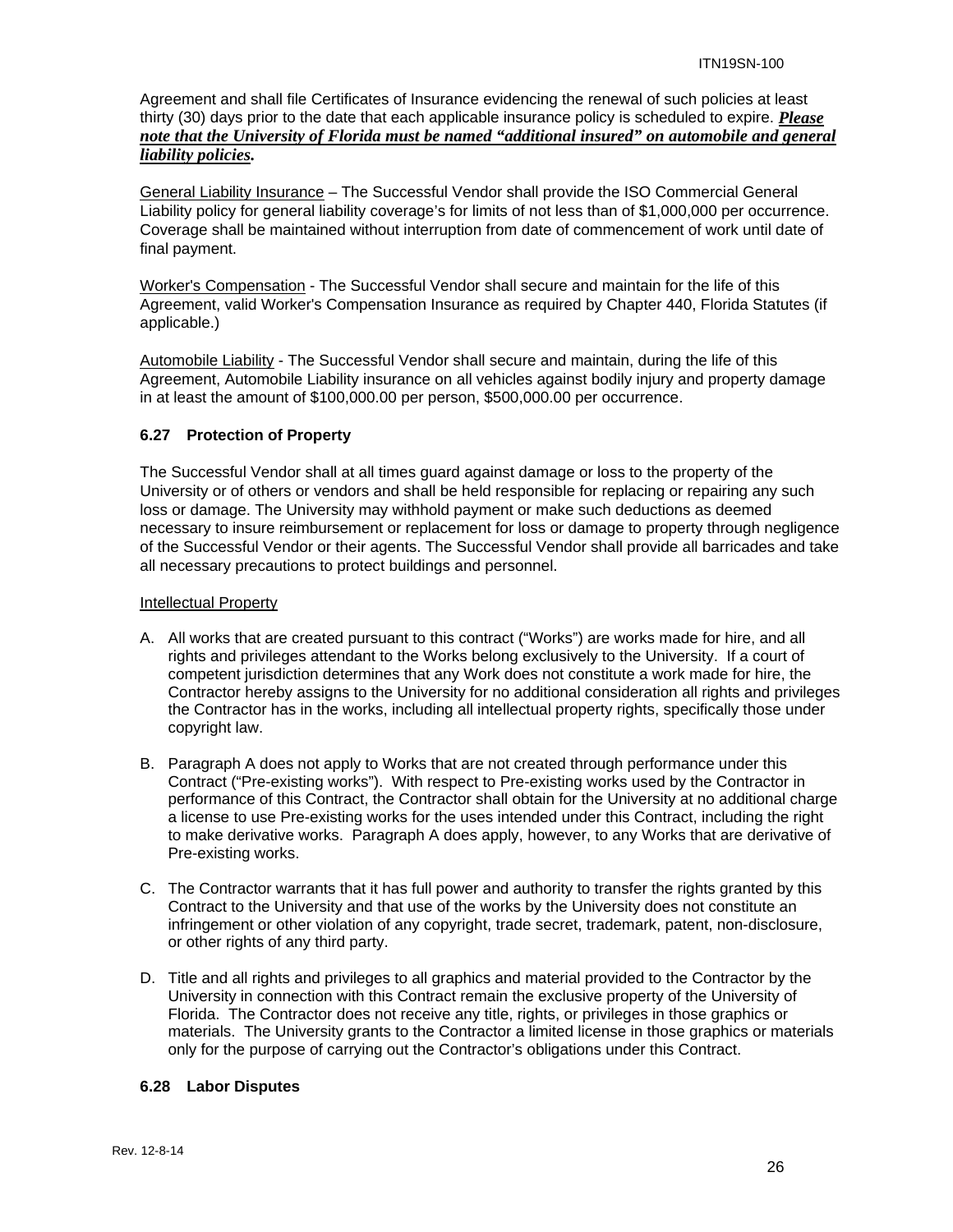Agreement and shall file Certificates of Insurance evidencing the renewal of such policies at least thirty (30) days prior to the date that each applicable insurance policy is scheduled to expire. ***Please note that the University of Florida must be named "additional insured" on automobile and general liability policies.***

General Liability Insurance – The Successful Vendor shall provide the ISO Commercial General Liability policy for general liability coverage's for limits of not less than of $1,000,000 per occurrence. Coverage shall be maintained without interruption from date of commencement of work until date of final payment.

Worker's Compensation - The Successful Vendor shall secure and maintain for the life of this Agreement, valid Worker's Compensation Insurance as required by Chapter 440, Florida Statutes (if applicable.)

Automobile Liability - The Successful Vendor shall secure and maintain, during the life of this Agreement, Automobile Liability insurance on all vehicles against bodily injury and property damage in at least the amount of $100,000.00 per person, $500,000.00 per occurrence.

### 6.27 Protection of Property

The Successful Vendor shall at all times guard against damage or loss to the property of the University or of others or vendors and shall be held responsible for replacing or repairing any such loss or damage. The University may withhold payment or make such deductions as deemed necessary to insure reimbursement or replacement for loss or damage to property through negligence of the Successful Vendor or their agents. The Successful Vendor shall provide all barricades and take all necessary precautions to protect buildings and personnel.

Intellectual Property

A. All works that are created pursuant to this contract ("Works") are works made for hire, and all rights and privileges attendant to the Works belong exclusively to the University. If a court of competent jurisdiction determines that any Work does not constitute a work made for hire, the Contractor hereby assigns to the University for no additional consideration all rights and privileges the Contractor has in the works, including all intellectual property rights, specifically those under copyright law.

B. Paragraph A does not apply to Works that are not created through performance under this Contract ("Pre-existing works"). With respect to Pre-existing works used by the Contractor in performance of this Contract, the Contractor shall obtain for the University at no additional charge a license to use Pre-existing works for the uses intended under this Contract, including the right to make derivative works. Paragraph A does apply, however, to any Works that are derivative of Pre-existing works.

C. The Contractor warrants that it has full power and authority to transfer the rights granted by this Contract to the University and that use of the works by the University does not constitute an infringement or other violation of any copyright, trade secret, trademark, patent, non-disclosure, or other rights of any third party.

D. Title and all rights and privileges to all graphics and material provided to the Contractor by the University in connection with this Contract remain the exclusive property of the University of Florida. The Contractor does not receive any title, rights, or privileges in those graphics or materials. The University grants to the Contractor a limited license in those graphics or materials only for the purpose of carrying out the Contractor's obligations under this Contract.

### 6.28 Labor Disputes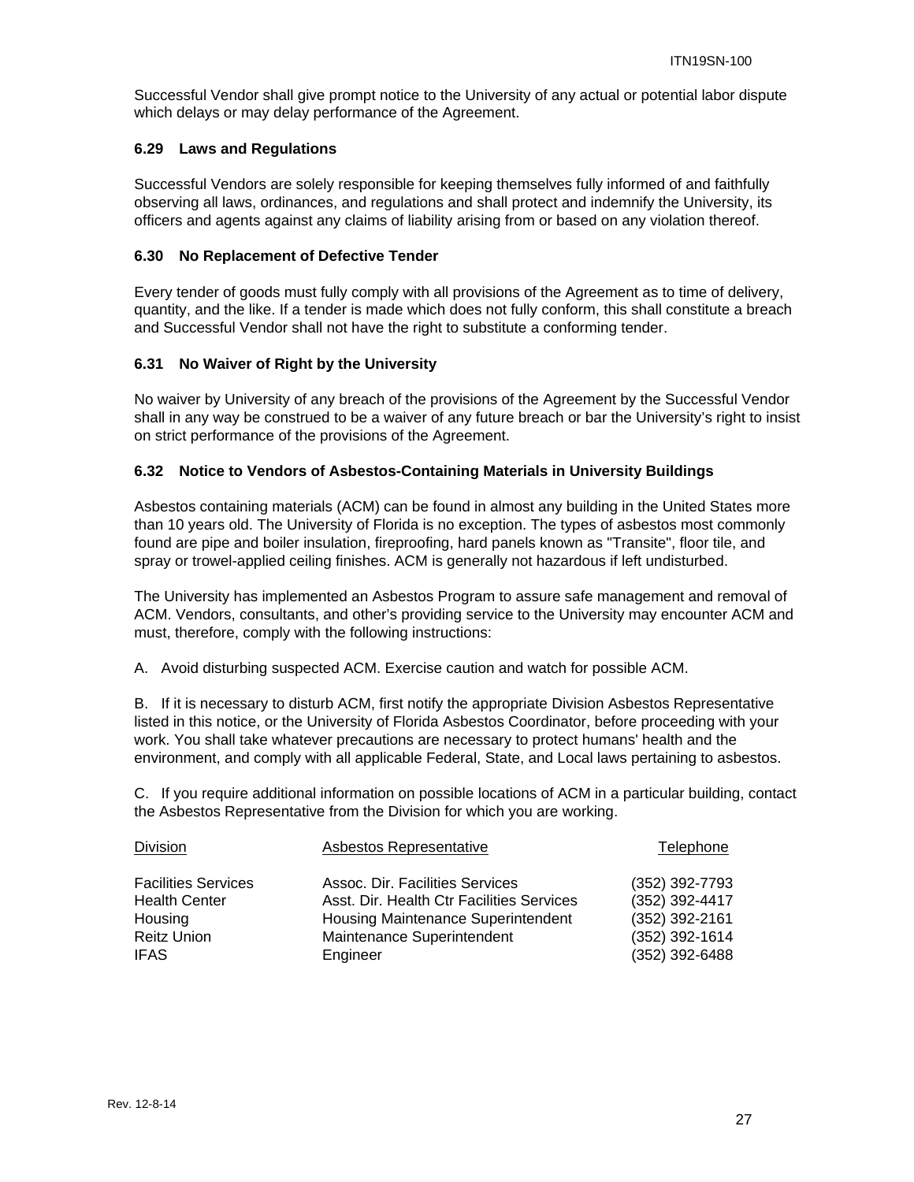Successful Vendor shall give prompt notice to the University of any actual or potential labor dispute which delays or may delay performance of the Agreement.

### 6.29 Laws and Regulations

Successful Vendors are solely responsible for keeping themselves fully informed of and faithfully observing all laws, ordinances, and regulations and shall protect and indemnify the University, its officers and agents against any claims of liability arising from or based on any violation thereof.

### 6.30 No Replacement of Defective Tender

Every tender of goods must fully comply with all provisions of the Agreement as to time of delivery, quantity, and the like. If a tender is made which does not fully conform, this shall constitute a breach and Successful Vendor shall not have the right to substitute a conforming tender.

### 6.31 No Waiver of Right by the University

No waiver by University of any breach of the provisions of the Agreement by the Successful Vendor shall in any way be construed to be a waiver of any future breach or bar the University's right to insist on strict performance of the provisions of the Agreement.

### 6.32 Notice to Vendors of Asbestos-Containing Materials in University Buildings

Asbestos containing materials (ACM) can be found in almost any building in the United States more than 10 years old. The University of Florida is no exception. The types of asbestos most commonly found are pipe and boiler insulation, fireproofing, hard panels known as "Transite", floor tile, and spray or trowel-applied ceiling finishes. ACM is generally not hazardous if left undisturbed.

The University has implemented an Asbestos Program to assure safe management and removal of ACM. Vendors, consultants, and other's providing service to the University may encounter ACM and must, therefore, comply with the following instructions:

A. Avoid disturbing suspected ACM. Exercise caution and watch for possible ACM.

B. If it is necessary to disturb ACM, first notify the appropriate Division Asbestos Representative listed in this notice, or the University of Florida Asbestos Coordinator, before proceeding with your work. You shall take whatever precautions are necessary to protect humans' health and the environment, and comply with all applicable Federal, State, and Local laws pertaining to asbestos.

C. If you require additional information on possible locations of ACM in a particular building, contact the Asbestos Representative from the Division for which you are working.

| Division | Asbestos Representative | Telephone |
|---|---|---|
| Facilities Services | Assoc. Dir. Facilities Services | (352) 392-7793 |
| Health Center | Asst. Dir. Health Ctr Facilities Services | (352) 392-4417 |
| Housing | Housing Maintenance Superintendent | (352) 392-2161 |
| Reitz Union | Maintenance Superintendent | (352) 392-1614 |
| IFAS | Engineer | (352) 392-6488 |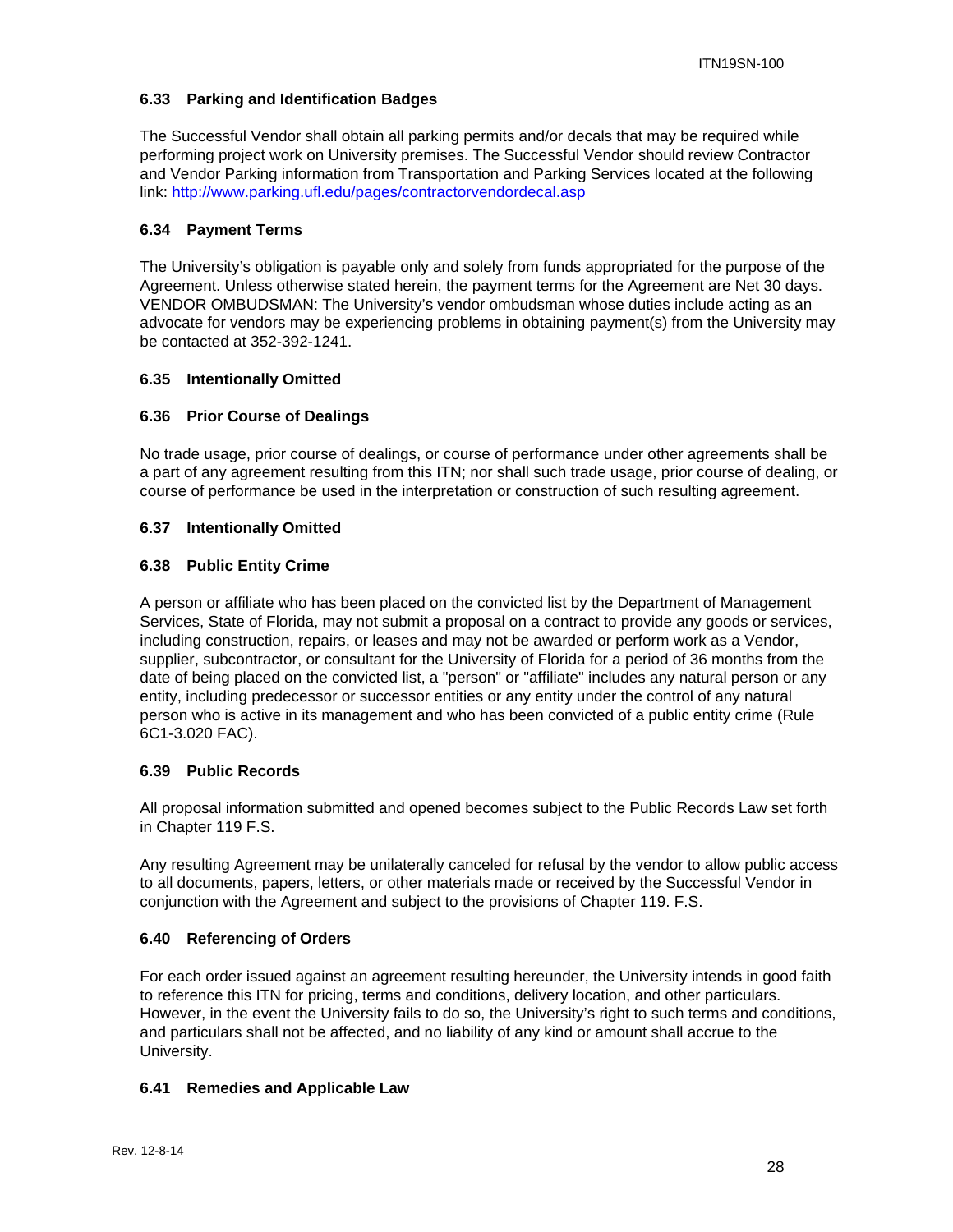### 6.33 Parking and Identification Badges

The Successful Vendor shall obtain all parking permits and/or decals that may be required while performing project work on University premises. The Successful Vendor should review Contractor and Vendor Parking information from Transportation and Parking Services located at the following link: [http://www.parking.ufl.edu/pages/contractorvendordecal.asp](http://www.parking.ufl.edu/pages/contractorvendordecal.asp)

### 6.34 Payment Terms

The University's obligation is payable only and solely from funds appropriated for the purpose of the Agreement. Unless otherwise stated herein, the payment terms for the Agreement are Net 30 days. VENDOR OMBUDSMAN: The University's vendor ombudsman whose duties include acting as an advocate for vendors may be experiencing problems in obtaining payment(s) from the University may be contacted at 352-392-1241.

### 6.35 Intentionally Omitted

### 6.36 Prior Course of Dealings

No trade usage, prior course of dealings, or course of performance under other agreements shall be a part of any agreement resulting from this ITN; nor shall such trade usage, prior course of dealing, or course of performance be used in the interpretation or construction of such resulting agreement.

### 6.37 Intentionally Omitted

### 6.38 Public Entity Crime

A person or affiliate who has been placed on the convicted list by the Department of Management Services, State of Florida, may not submit a proposal on a contract to provide any goods or services, including construction, repairs, or leases and may not be awarded or perform work as a Vendor, supplier, subcontractor, or consultant for the University of Florida for a period of 36 months from the date of being placed on the convicted list, a "person" or "affiliate" includes any natural person or any entity, including predecessor or successor entities or any entity under the control of any natural person who is active in its management and who has been convicted of a public entity crime (Rule 6C1-3.020 FAC).

### 6.39 Public Records

All proposal information submitted and opened becomes subject to the Public Records Law set forth in Chapter 119 F.S.

Any resulting Agreement may be unilaterally canceled for refusal by the vendor to allow public access to all documents, papers, letters, or other materials made or received by the Successful Vendor in conjunction with the Agreement and subject to the provisions of Chapter 119. F.S.

### 6.40 Referencing of Orders

For each order issued against an agreement resulting hereunder, the University intends in good faith to reference this ITN for pricing, terms and conditions, delivery location, and other particulars. However, in the event the University fails to do so, the University's right to such terms and conditions, and particulars shall not be affected, and no liability of any kind or amount shall accrue to the University.

### 6.41 Remedies and Applicable Law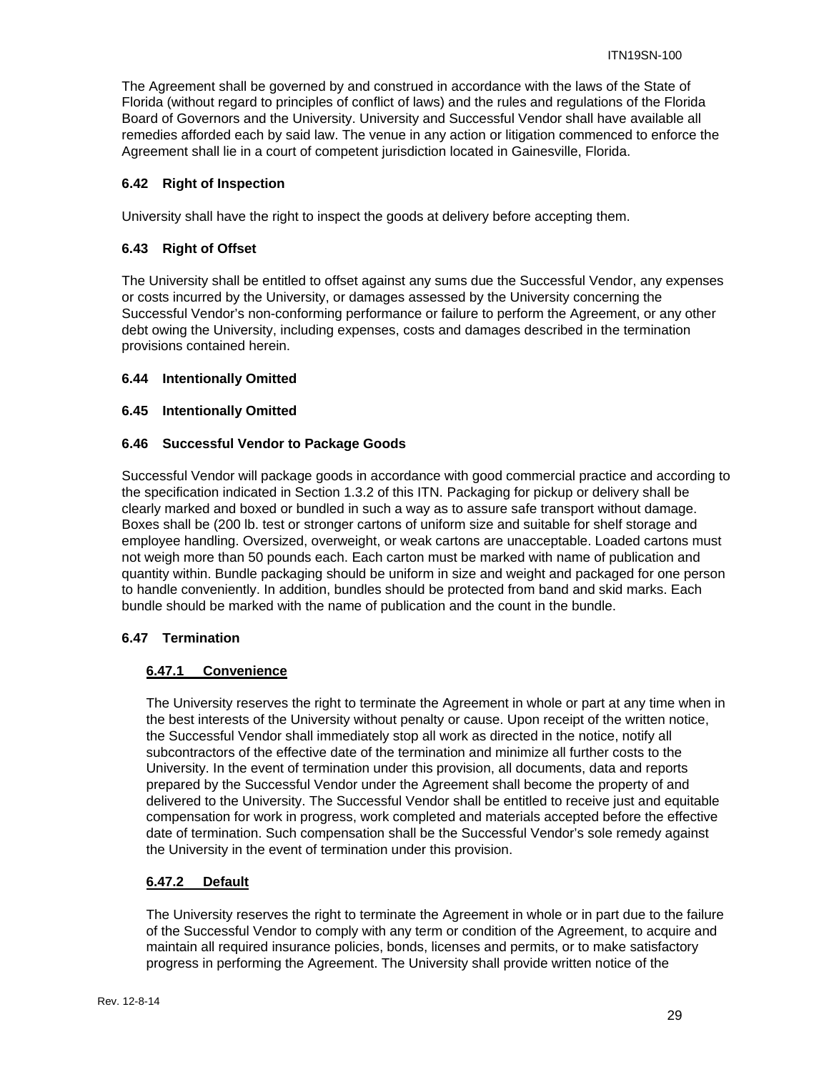The Agreement shall be governed by and construed in accordance with the laws of the State of Florida (without regard to principles of conflict of laws) and the rules and regulations of the Florida Board of Governors and the University. University and Successful Vendor shall have available all remedies afforded each by said law. The venue in any action or litigation commenced to enforce the Agreement shall lie in a court of competent jurisdiction located in Gainesville, Florida.

### 6.42 Right of Inspection

University shall have the right to inspect the goods at delivery before accepting them.

### 6.43 Right of Offset

The University shall be entitled to offset against any sums due the Successful Vendor, any expenses or costs incurred by the University, or damages assessed by the University concerning the Successful Vendor's non-conforming performance or failure to perform the Agreement, or any other debt owing the University, including expenses, costs and damages described in the termination provisions contained herein.

### 6.44 Intentionally Omitted

### 6.45 Intentionally Omitted

### 6.46 Successful Vendor to Package Goods

Successful Vendor will package goods in accordance with good commercial practice and according to the specification indicated in Section 1.3.2 of this ITN. Packaging for pickup or delivery shall be clearly marked and boxed or bundled in such a way as to assure safe transport without damage. Boxes shall be (200 lb. test or stronger cartons of uniform size and suitable for shelf storage and employee handling. Oversized, overweight, or weak cartons are unacceptable. Loaded cartons must not weigh more than 50 pounds each. Each carton must be marked with name of publication and quantity within. Bundle packaging should be uniform in size and weight and packaged for one person to handle conveniently. In addition, bundles should be protected from band and skid marks. Each bundle should be marked with the name of publication and the count in the bundle.

### 6.47 Termination

#### 6.47.1 Convenience

The University reserves the right to terminate the Agreement in whole or part at any time when in the best interests of the University without penalty or cause. Upon receipt of the written notice, the Successful Vendor shall immediately stop all work as directed in the notice, notify all subcontractors of the effective date of the termination and minimize all further costs to the University. In the event of termination under this provision, all documents, data and reports prepared by the Successful Vendor under the Agreement shall become the property of and delivered to the University. The Successful Vendor shall be entitled to receive just and equitable compensation for work in progress, work completed and materials accepted before the effective date of termination. Such compensation shall be the Successful Vendor's sole remedy against the University in the event of termination under this provision.

#### 6.47.2 Default

The University reserves the right to terminate the Agreement in whole or in part due to the failure of the Successful Vendor to comply with any term or condition of the Agreement, to acquire and maintain all required insurance policies, bonds, licenses and permits, or to make satisfactory progress in performing the Agreement. The University shall provide written notice of the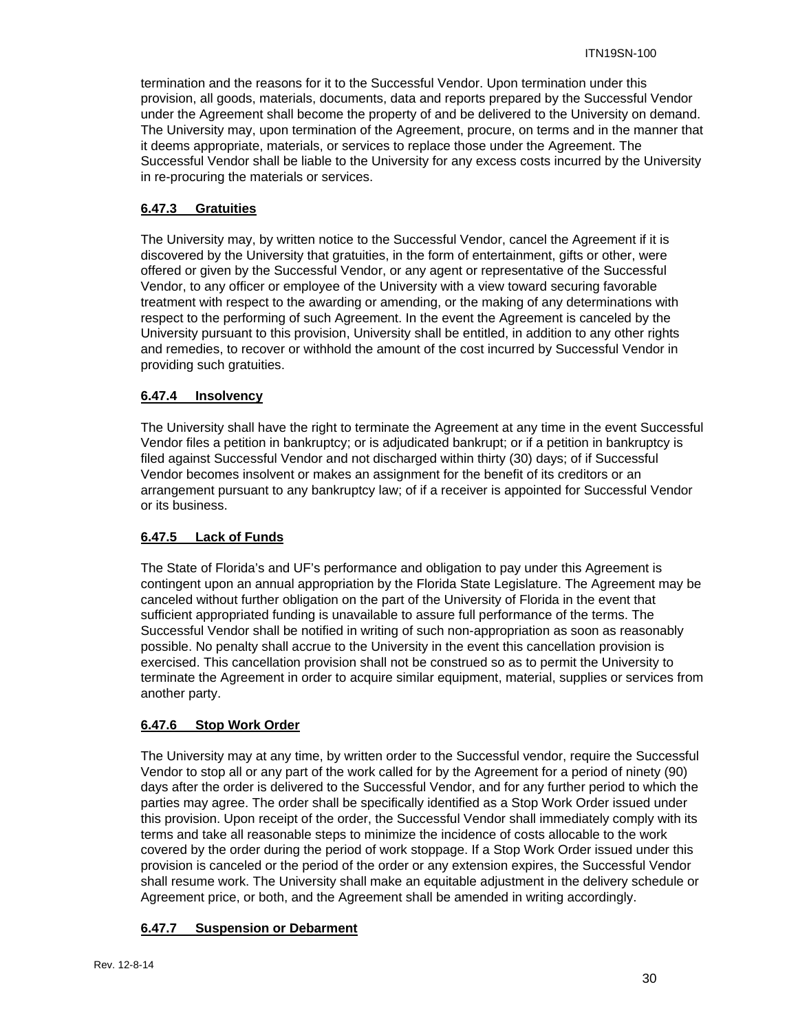termination and the reasons for it to the Successful Vendor. Upon termination under this provision, all goods, materials, documents, data and reports prepared by the Successful Vendor under the Agreement shall become the property of and be delivered to the University on demand. The University may, upon termination of the Agreement, procure, on terms and in the manner that it deems appropriate, materials, or services to replace those under the Agreement. The Successful Vendor shall be liable to the University for any excess costs incurred by the University in re-procuring the materials or services.

### 6.47.3 Gratuities

The University may, by written notice to the Successful Vendor, cancel the Agreement if it is discovered by the University that gratuities, in the form of entertainment, gifts or other, were offered or given by the Successful Vendor, or any agent or representative of the Successful Vendor, to any officer or employee of the University with a view toward securing favorable treatment with respect to the awarding or amending, or the making of any determinations with respect to the performing of such Agreement. In the event the Agreement is canceled by the University pursuant to this provision, University shall be entitled, in addition to any other rights and remedies, to recover or withhold the amount of the cost incurred by Successful Vendor in providing such gratuities.

### 6.47.4 Insolvency

The University shall have the right to terminate the Agreement at any time in the event Successful Vendor files a petition in bankruptcy; or is adjudicated bankrupt; or if a petition in bankruptcy is filed against Successful Vendor and not discharged within thirty (30) days; of if Successful Vendor becomes insolvent or makes an assignment for the benefit of its creditors or an arrangement pursuant to any bankruptcy law; of if a receiver is appointed for Successful Vendor or its business.

### 6.47.5 Lack of Funds

The State of Florida's and UF's performance and obligation to pay under this Agreement is contingent upon an annual appropriation by the Florida State Legislature. The Agreement may be canceled without further obligation on the part of the University of Florida in the event that sufficient appropriated funding is unavailable to assure full performance of the terms. The Successful Vendor shall be notified in writing of such non-appropriation as soon as reasonably possible. No penalty shall accrue to the University in the event this cancellation provision is exercised. This cancellation provision shall not be construed so as to permit the University to terminate the Agreement in order to acquire similar equipment, material, supplies or services from another party.

### 6.47.6 Stop Work Order

The University may at any time, by written order to the Successful vendor, require the Successful Vendor to stop all or any part of the work called for by the Agreement for a period of ninety (90) days after the order is delivered to the Successful Vendor, and for any further period to which the parties may agree. The order shall be specifically identified as a Stop Work Order issued under this provision. Upon receipt of the order, the Successful Vendor shall immediately comply with its terms and take all reasonable steps to minimize the incidence of costs allocable to the work covered by the order during the period of work stoppage. If a Stop Work Order issued under this provision is canceled or the period of the order or any extension expires, the Successful Vendor shall resume work. The University shall make an equitable adjustment in the delivery schedule or Agreement price, or both, and the Agreement shall be amended in writing accordingly.

### 6.47.7 Suspension or Debarment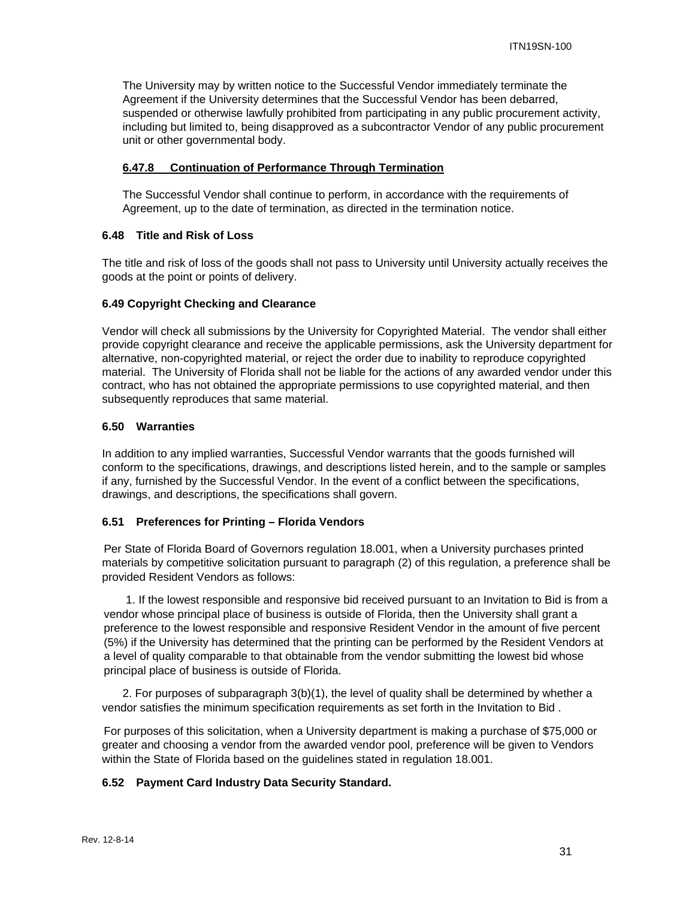The University may by written notice to the Successful Vendor immediately terminate the Agreement if the University determines that the Successful Vendor has been debarred, suspended or otherwise lawfully prohibited from participating in any public procurement activity, including but limited to, being disapproved as a subcontractor Vendor of any public procurement unit or other governmental body.

#### 6.47.8 Continuation of Performance Through Termination

The Successful Vendor shall continue to perform, in accordance with the requirements of Agreement, up to the date of termination, as directed in the termination notice.

### 6.48 Title and Risk of Loss

The title and risk of loss of the goods shall not pass to University until University actually receives the goods at the point or points of delivery.

### 6.49 Copyright Checking and Clearance

Vendor will check all submissions by the University for Copyrighted Material. The vendor shall either provide copyright clearance and receive the applicable permissions, ask the University department for alternative, non-copyrighted material, or reject the order due to inability to reproduce copyrighted material. The University of Florida shall not be liable for the actions of any awarded vendor under this contract, who has not obtained the appropriate permissions to use copyrighted material, and then subsequently reproduces that same material.

### 6.50 Warranties

In addition to any implied warranties, Successful Vendor warrants that the goods furnished will conform to the specifications, drawings, and descriptions listed herein, and to the sample or samples if any, furnished by the Successful Vendor. In the event of a conflict between the specifications, drawings, and descriptions, the specifications shall govern.

### 6.51 Preferences for Printing – Florida Vendors

Per State of Florida Board of Governors regulation 18.001, when a University purchases printed materials by competitive solicitation pursuant to paragraph (2) of this regulation, a preference shall be provided Resident Vendors as follows:

1. If the lowest responsible and responsive bid received pursuant to an Invitation to Bid is from a vendor whose principal place of business is outside of Florida, then the University shall grant a preference to the lowest responsible and responsive Resident Vendor in the amount of five percent (5%) if the University has determined that the printing can be performed by the Resident Vendors at a level of quality comparable to that obtainable from the vendor submitting the lowest bid whose principal place of business is outside of Florida.

2. For purposes of subparagraph 3(b)(1), the level of quality shall be determined by whether a vendor satisfies the minimum specification requirements as set forth in the Invitation to Bid .

For purposes of this solicitation, when a University department is making a purchase of $75,000 or greater and choosing a vendor from the awarded vendor pool, preference will be given to Vendors within the State of Florida based on the guidelines stated in regulation 18.001.

### 6.52 Payment Card Industry Data Security Standard.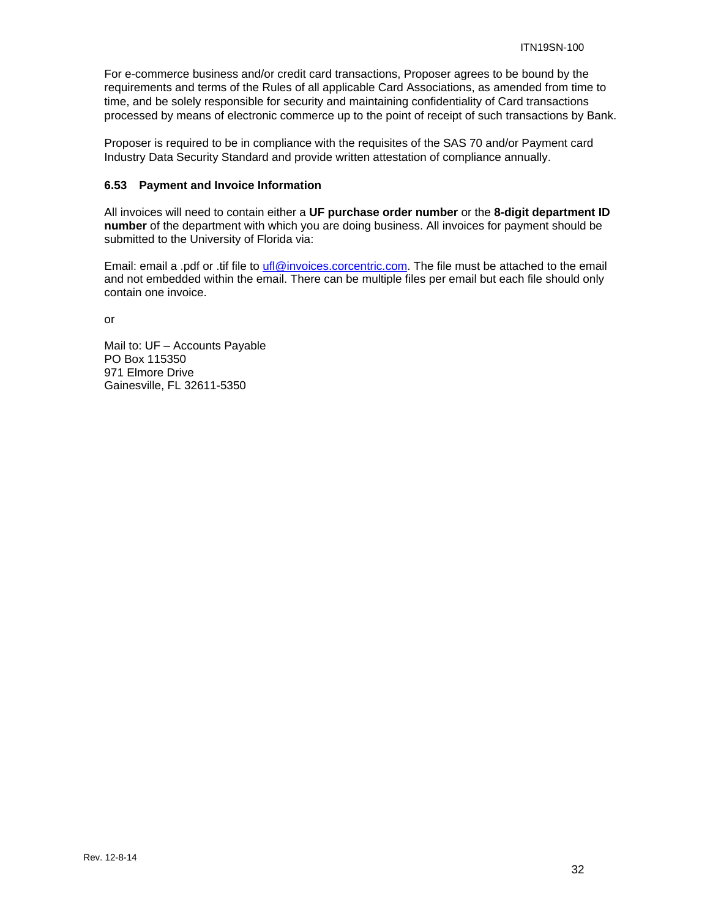For e-commerce business and/or credit card transactions, Proposer agrees to be bound by the requirements and terms of the Rules of all applicable Card Associations, as amended from time to time, and be solely responsible for security and maintaining confidentiality of Card transactions processed by means of electronic commerce up to the point of receipt of such transactions by Bank.

Proposer is required to be in compliance with the requisites of the SAS 70 and/or Payment card Industry Data Security Standard and provide written attestation of compliance annually.

### 6.53 Payment and Invoice Information

All invoices will need to contain either a **UF purchase order number** or the **8-digit department ID number** of the department with which you are doing business. All invoices for payment should be submitted to the University of Florida via:

Email: email a .pdf or .tif file to [ufl@invoices.corcentric.com](mailto:ufl@invoices.corcentric.com). The file must be attached to the email and not embedded within the email. There can be multiple files per email but each file should only contain one invoice.

or

Mail to: UF – Accounts Payable
PO Box 115350
971 Elmore Drive
Gainesville, FL 32611-5350

Rev. 12-8-14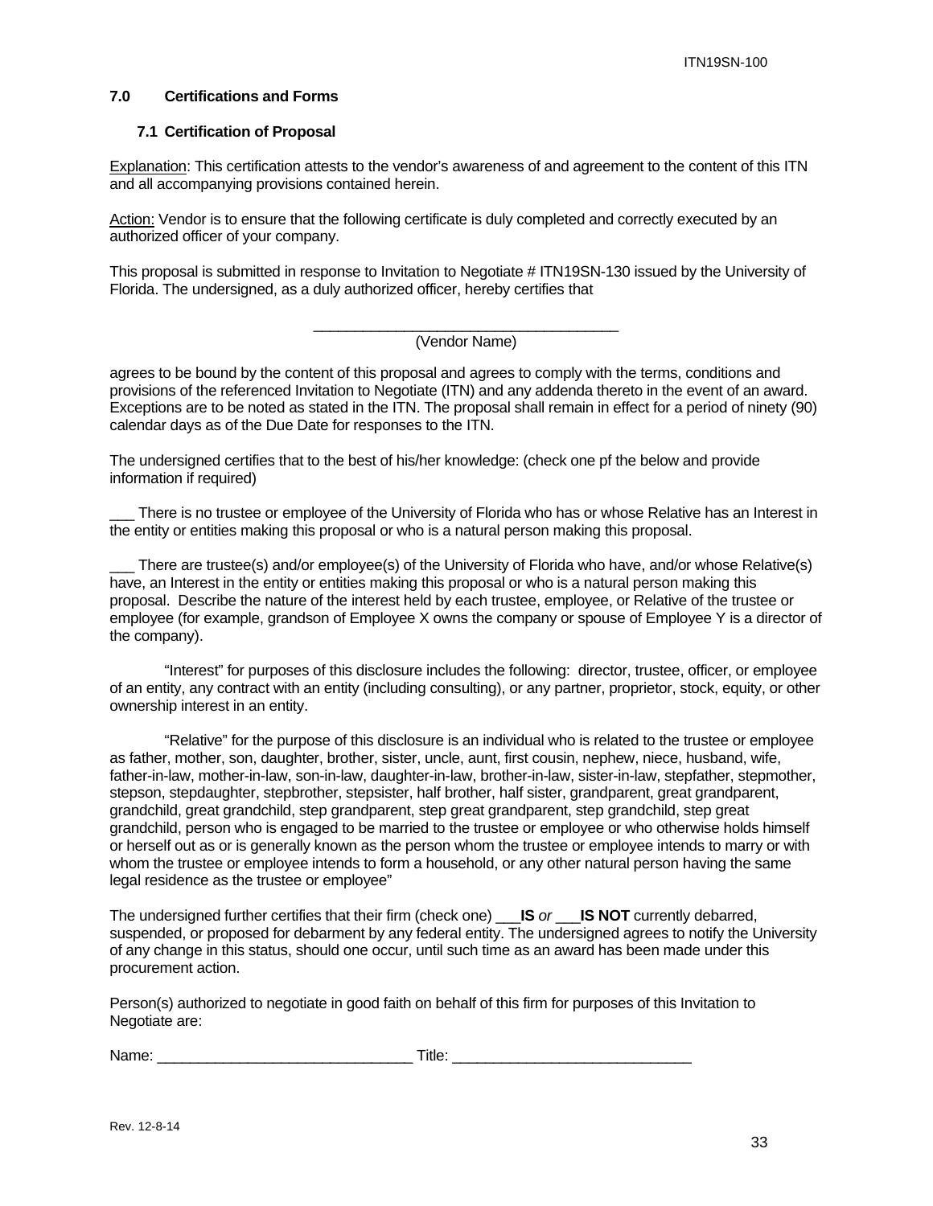## 7.0 Certifications and Forms

### 7.1 Certification of Proposal

Explanation: This certification attests to the vendor's awareness of and agreement to the content of this ITN and all accompanying provisions contained herein.

Action: Vendor is to ensure that the following certificate is duly completed and correctly executed by an authorized officer of your company.

This proposal is submitted in response to Invitation to Negotiate # ITN19SN-130 issued by the University of Florida. The undersigned, as a duly authorized officer, hereby certifies that

_______________________________________
(Vendor Name)

agrees to be bound by the content of this proposal and agrees to comply with the terms, conditions and provisions of the referenced Invitation to Negotiate (ITN) and any addenda thereto in the event of an award. Exceptions are to be noted as stated in the ITN. The proposal shall remain in effect for a period of ninety (90) calendar days as of the Due Date for responses to the ITN.

The undersigned certifies that to the best of his/her knowledge: (check one pf the below and provide information if required)

___ There is no trustee or employee of the University of Florida who has or whose Relative has an Interest in the entity or entities making this proposal or who is a natural person making this proposal.

___ There are trustee(s) and/or employee(s) of the University of Florida who have, and/or whose Relative(s) have, an Interest in the entity or entities making this proposal or who is a natural person making this proposal. Describe the nature of the interest held by each trustee, employee, or Relative of the trustee or employee (for example, grandson of Employee X owns the company or spouse of Employee Y is a director of the company).

"Interest" for purposes of this disclosure includes the following: director, trustee, officer, or employee of an entity, any contract with an entity (including consulting), or any partner, proprietor, stock, equity, or other ownership interest in an entity.

"Relative" for the purpose of this disclosure is an individual who is related to the trustee or employee as father, mother, son, daughter, brother, sister, uncle, aunt, first cousin, nephew, niece, husband, wife, father-in-law, mother-in-law, son-in-law, daughter-in-law, brother-in-law, sister-in-law, stepfather, stepmother, stepson, stepdaughter, stepbrother, stepsister, half brother, half sister, grandparent, great grandparent, grandchild, great grandchild, step grandparent, step great grandparent, step grandchild, step great grandchild, person who is engaged to be married to the trustee or employee or who otherwise holds himself or herself out as or is generally known as the person whom the trustee or employee intends to marry or with whom the trustee or employee intends to form a household, or any other natural person having the same legal residence as the trustee or employee"

The undersigned further certifies that their firm (check one) ___**IS** *or* ___**IS NOT** currently debarred, suspended, or proposed for debarment by any federal entity. The undersigned agrees to notify the University of any change in this status, should one occur, until such time as an award has been made under this procurement action.

Person(s) authorized to negotiate in good faith on behalf of this firm for purposes of this Invitation to Negotiate are:

Name: _______________________________ Title: _____________________________

Rev. 12-8-14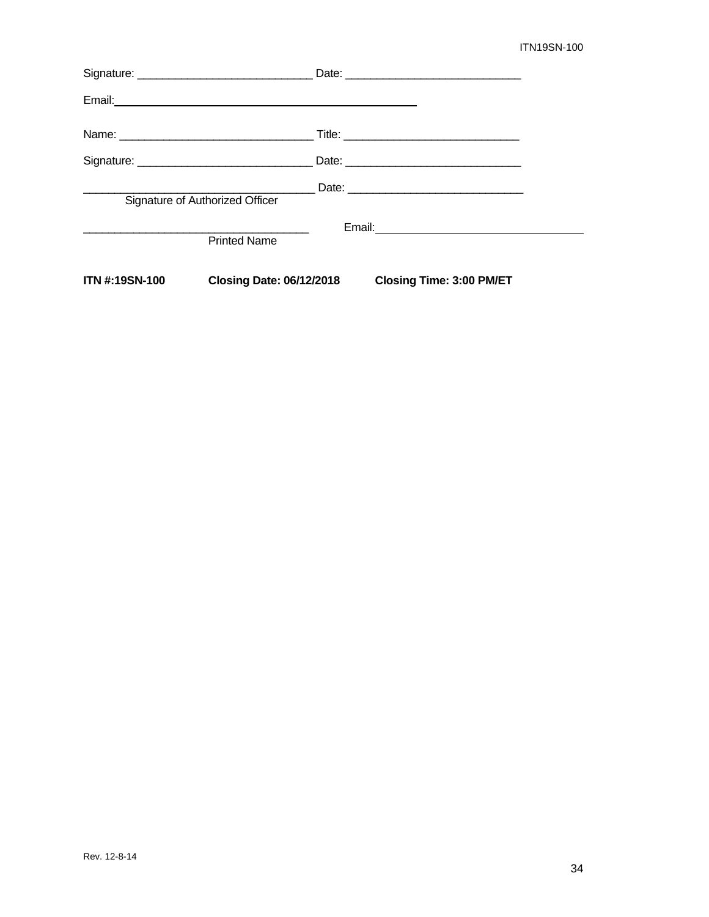Signature: ____________________________ Date: ____________________________

Email: ________________________________________________

Name: _______________________________ Title: ____________________________

Signature: ____________________________ Date: ____________________________

_____________________________________ Date: ____________________________
Signature of Authorized Officer

_____________________________________ Email: ________________________________
Printed Name

**ITN #:19SN-100** **Closing Date: 06/12/2018** **Closing Time: 3:00 PM/ET**

Rev. 12-8-14